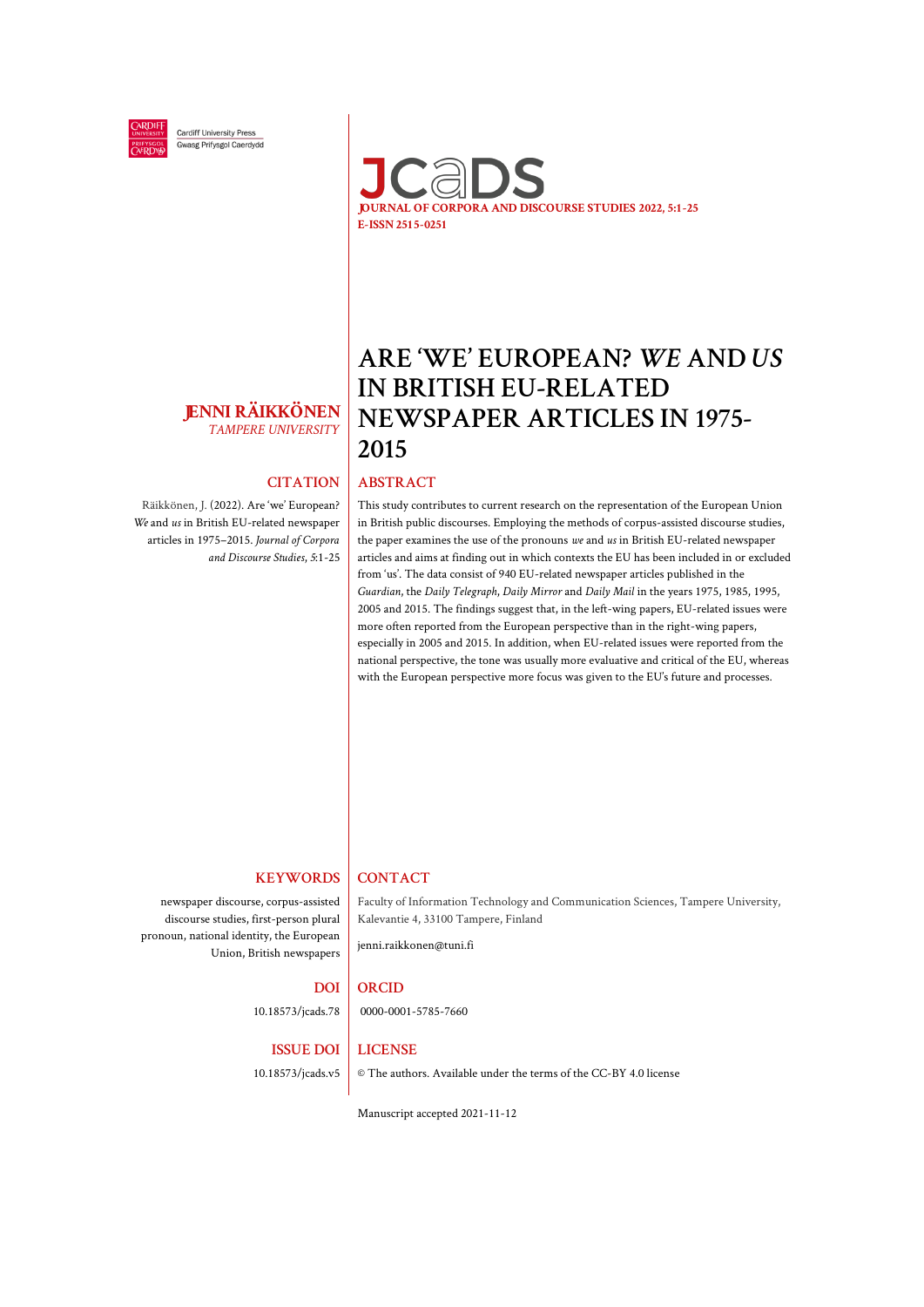Cardiff University Press
Gwasg Prifysgol Caerdydd

JCaDS
**JOURNAL OF CORPORA AND DISCOURSE STUDIES 2022, 5:1-25**
**E-ISSN 2515-0251**

# ARE 'WE' EUROPEAN? *WE* AND *US* IN BRITISH EU-RELATED NEWSPAPER ARTICLES IN 1975-2015

**JENNI RÄIKKÖNEN**
*TAMPERE UNIVERSITY*

## CITATION

Räikkönen, J. (2022). Are 'we' European? *We* and *us* in British EU-related newspaper articles in 1975–2015. *Journal of Corpora and Discourse Studies*, *5*:1-25

## ABSTRACT

This study contributes to current research on the representation of the European Union in British public discourses. Employing the methods of corpus-assisted discourse studies, the paper examines the use of the pronouns *we* and *us* in British EU-related newspaper articles and aims at finding out in which contexts the EU has been included in or excluded from 'us'. The data consist of 940 EU-related newspaper articles published in the *Guardian*, the *Daily Telegraph*, *Daily Mirror* and *Daily Mail* in the years 1975, 1985, 1995, 2005 and 2015. The findings suggest that, in the left-wing papers, EU-related issues were more often reported from the European perspective than in the right-wing papers, especially in 2005 and 2015. In addition, when EU-related issues were reported from the national perspective, the tone was usually more evaluative and critical of the EU, whereas with the European perspective more focus was given to the EU's future and processes.

## KEYWORDS

newspaper discourse, corpus-assisted discourse studies, first-person plural pronoun, national identity, the European Union, British newspapers

## CONTACT

Faculty of Information Technology and Communication Sciences, Tampere University, Kalevantie 4, 33100 Tampere, Finland

jenni.raikkonen@tuni.fi

## DOI

10.18573/jcads.78

## ORCID

0000-0001-5785-7660

## ISSUE DOI

10.18573/jcads.v5

## LICENSE

© The authors. Available under the terms of the CC-BY 4.0 license

Manuscript accepted 2021-11-12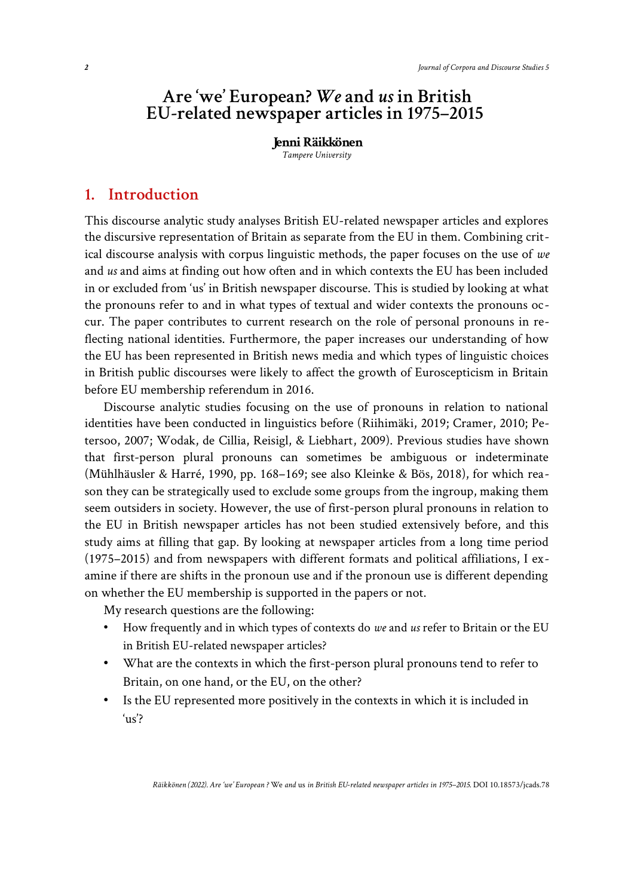# Are 'we' European? *We* and *us* in British EU-related newspaper articles in 1975–2015

**Jenni Räikkönen**

*Tampere University*

## 1. Introduction

This discourse analytic study analyses British EU-related newspaper articles and explores the discursive representation of Britain as separate from the EU in them. Combining critical discourse analysis with corpus linguistic methods, the paper focuses on the use of *we* and *us* and aims at finding out how often and in which contexts the EU has been included in or excluded from 'us' in British newspaper discourse. This is studied by looking at what the pronouns refer to and in what types of textual and wider contexts the pronouns occur. The paper contributes to current research on the role of personal pronouns in reflecting national identities. Furthermore, the paper increases our understanding of how the EU has been represented in British news media and which types of linguistic choices in British public discourses were likely to affect the growth of Euroscepticism in Britain before EU membership referendum in 2016.

Discourse analytic studies focusing on the use of pronouns in relation to national identities have been conducted in linguistics before (Riihimäki, 2019; Cramer, 2010; Petersoo, 2007; Wodak, de Cillia, Reisigl, & Liebhart, 2009). Previous studies have shown that first-person plural pronouns can sometimes be ambiguous or indeterminate (Mühlhäusler & Harré, 1990, pp. 168–169; see also Kleinke & Bös, 2018), for which reason they can be strategically used to exclude some groups from the ingroup, making them seem outsiders in society. However, the use of first-person plural pronouns in relation to the EU in British newspaper articles has not been studied extensively before, and this study aims at filling that gap. By looking at newspaper articles from a long time period (1975–2015) and from newspapers with different formats and political affiliations, I examine if there are shifts in the pronoun use and if the pronoun use is different depending on whether the EU membership is supported in the papers or not.

My research questions are the following:

- How frequently and in which types of contexts do *we* and *us* refer to Britain or the EU in British EU-related newspaper articles?
- What are the contexts in which the first-person plural pronouns tend to refer to Britain, on one hand, or the EU, on the other?
- Is the EU represented more positively in the contexts in which it is included in 'us'?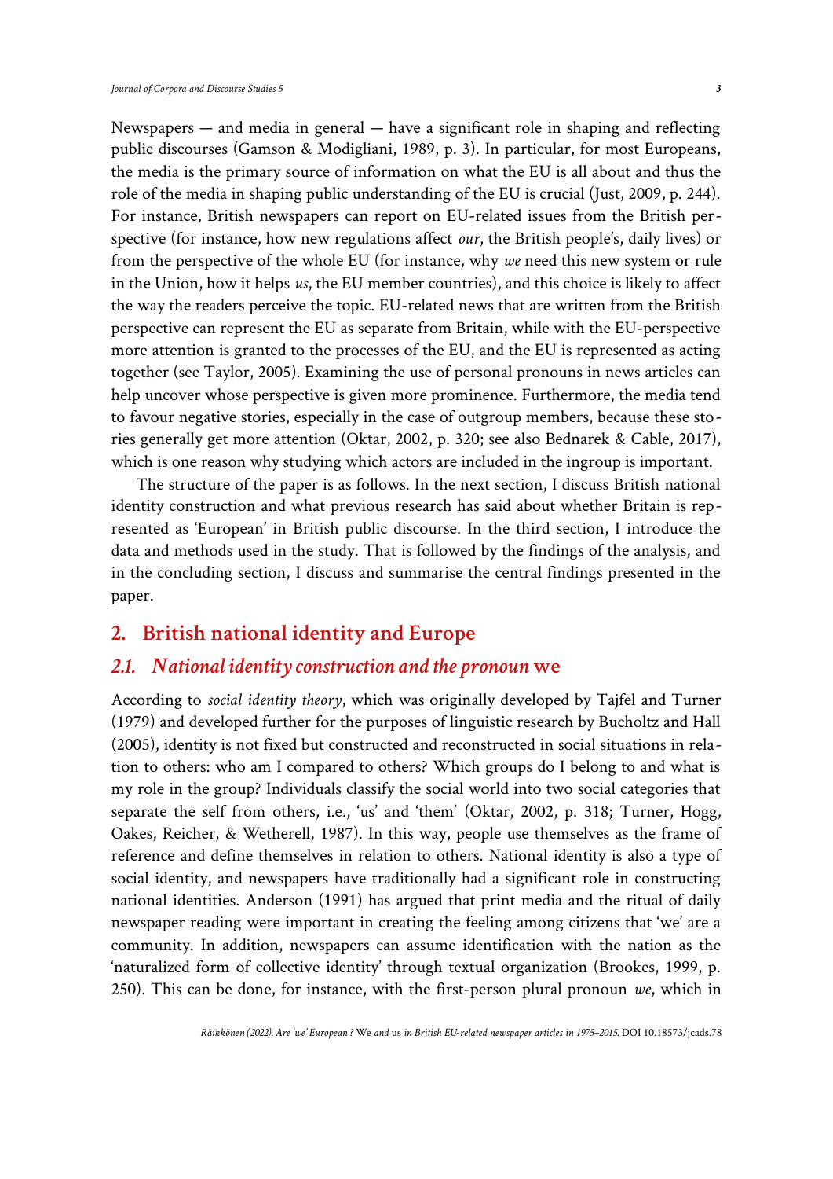Newspapers — and media in general — have a significant role in shaping and reflecting public discourses (Gamson & Modigliani, 1989, p. 3). In particular, for most Europeans, the media is the primary source of information on what the EU is all about and thus the role of the media in shaping public understanding of the EU is crucial (Just, 2009, p. 244). For instance, British newspapers can report on EU-related issues from the British perspective (for instance, how new regulations affect *our*, the British people's, daily lives) or from the perspective of the whole EU (for instance, why *we* need this new system or rule in the Union, how it helps *us*, the EU member countries), and this choice is likely to affect the way the readers perceive the topic. EU-related news that are written from the British perspective can represent the EU as separate from Britain, while with the EU-perspective more attention is granted to the processes of the EU, and the EU is represented as acting together (see Taylor, 2005). Examining the use of personal pronouns in news articles can help uncover whose perspective is given more prominence. Furthermore, the media tend to favour negative stories, especially in the case of outgroup members, because these stories generally get more attention (Oktar, 2002, p. 320; see also Bednarek & Cable, 2017), which is one reason why studying which actors are included in the ingroup is important.

The structure of the paper is as follows. In the next section, I discuss British national identity construction and what previous research has said about whether Britain is represented as 'European' in British public discourse. In the third section, I introduce the data and methods used in the study. That is followed by the findings of the analysis, and in the concluding section, I discuss and summarise the central findings presented in the paper.

## 2. British national identity and Europe

### *2.1. National identity construction and the pronoun* we

According to *social identity theory*, which was originally developed by Tajfel and Turner (1979) and developed further for the purposes of linguistic research by Bucholtz and Hall (2005), identity is not fixed but constructed and reconstructed in social situations in relation to others: who am I compared to others? Which groups do I belong to and what is my role in the group? Individuals classify the social world into two social categories that separate the self from others, i.e., 'us' and 'them' (Oktar, 2002, p. 318; Turner, Hogg, Oakes, Reicher, & Wetherell, 1987). In this way, people use themselves as the frame of reference and define themselves in relation to others. National identity is also a type of social identity, and newspapers have traditionally had a significant role in constructing national identities. Anderson (1991) has argued that print media and the ritual of daily newspaper reading were important in creating the feeling among citizens that 'we' are a community. In addition, newspapers can assume identification with the nation as the 'naturalized form of collective identity' through textual organization (Brookes, 1999, p. 250). This can be done, for instance, with the first-person plural pronoun *we*, which in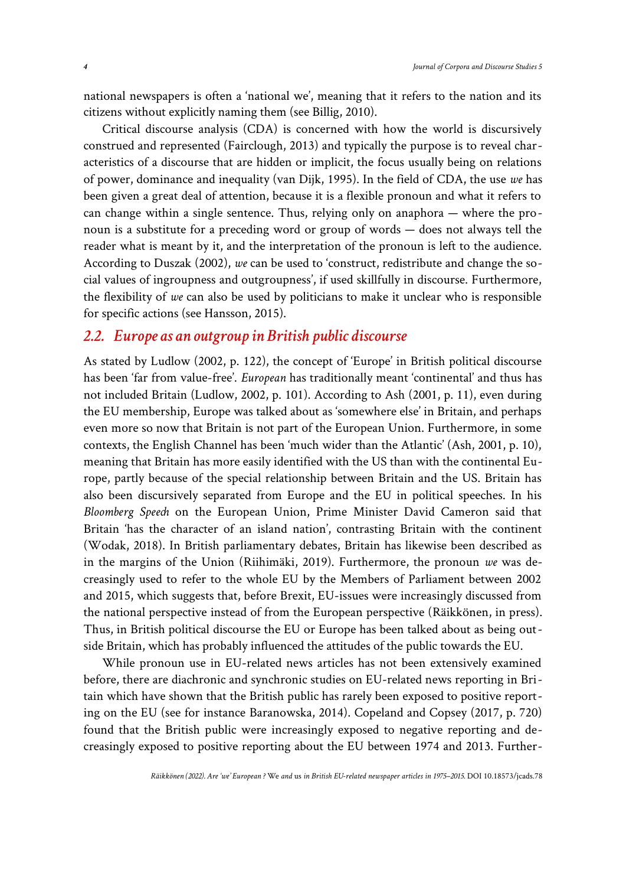national newspapers is often a 'national we', meaning that it refers to the nation and its citizens without explicitly naming them (see Billig, 2010).

Critical discourse analysis (CDA) is concerned with how the world is discursively construed and represented (Fairclough, 2013) and typically the purpose is to reveal characteristics of a discourse that are hidden or implicit, the focus usually being on relations of power, dominance and inequality (van Dijk, 1995). In the field of CDA, the use *we* has been given a great deal of attention, because it is a flexible pronoun and what it refers to can change within a single sentence. Thus, relying only on anaphora — where the pronoun is a substitute for a preceding word or group of words — does not always tell the reader what is meant by it, and the interpretation of the pronoun is left to the audience. According to Duszak (2002), *we* can be used to 'construct, redistribute and change the social values of ingroupness and outgroupness', if used skillfully in discourse. Furthermore, the flexibility of *we* can also be used by politicians to make it unclear who is responsible for specific actions (see Hansson, 2015).

## 2.2. Europe as an outgroup in British public discourse

As stated by Ludlow (2002, p. 122), the concept of 'Europe' in British political discourse has been 'far from value-free'. *European* has traditionally meant 'continental' and thus has not included Britain (Ludlow, 2002, p. 101). According to Ash (2001, p. 11), even during the EU membership, Europe was talked about as 'somewhere else' in Britain, and perhaps even more so now that Britain is not part of the European Union. Furthermore, in some contexts, the English Channel has been 'much wider than the Atlantic' (Ash, 2001, p. 10), meaning that Britain has more easily identified with the US than with the continental Europe, partly because of the special relationship between Britain and the US. Britain has also been discursively separated from Europe and the EU in political speeches. In his *Bloomberg Speech* on the European Union, Prime Minister David Cameron said that Britain 'has the character of an island nation', contrasting Britain with the continent (Wodak, 2018). In British parliamentary debates, Britain has likewise been described as in the margins of the Union (Riihimäki, 2019). Furthermore, the pronoun *we* was decreasingly used to refer to the whole EU by the Members of Parliament between 2002 and 2015, which suggests that, before Brexit, EU-issues were increasingly discussed from the national perspective instead of from the European perspective (Räikkönen, in press). Thus, in British political discourse the EU or Europe has been talked about as being outside Britain, which has probably influenced the attitudes of the public towards the EU.

While pronoun use in EU-related news articles has not been extensively examined before, there are diachronic and synchronic studies on EU-related news reporting in Britain which have shown that the British public has rarely been exposed to positive reporting on the EU (see for instance Baranowska, 2014). Copeland and Copsey (2017, p. 720) found that the British public were increasingly exposed to negative reporting and decreasingly exposed to positive reporting about the EU between 1974 and 2013. Further-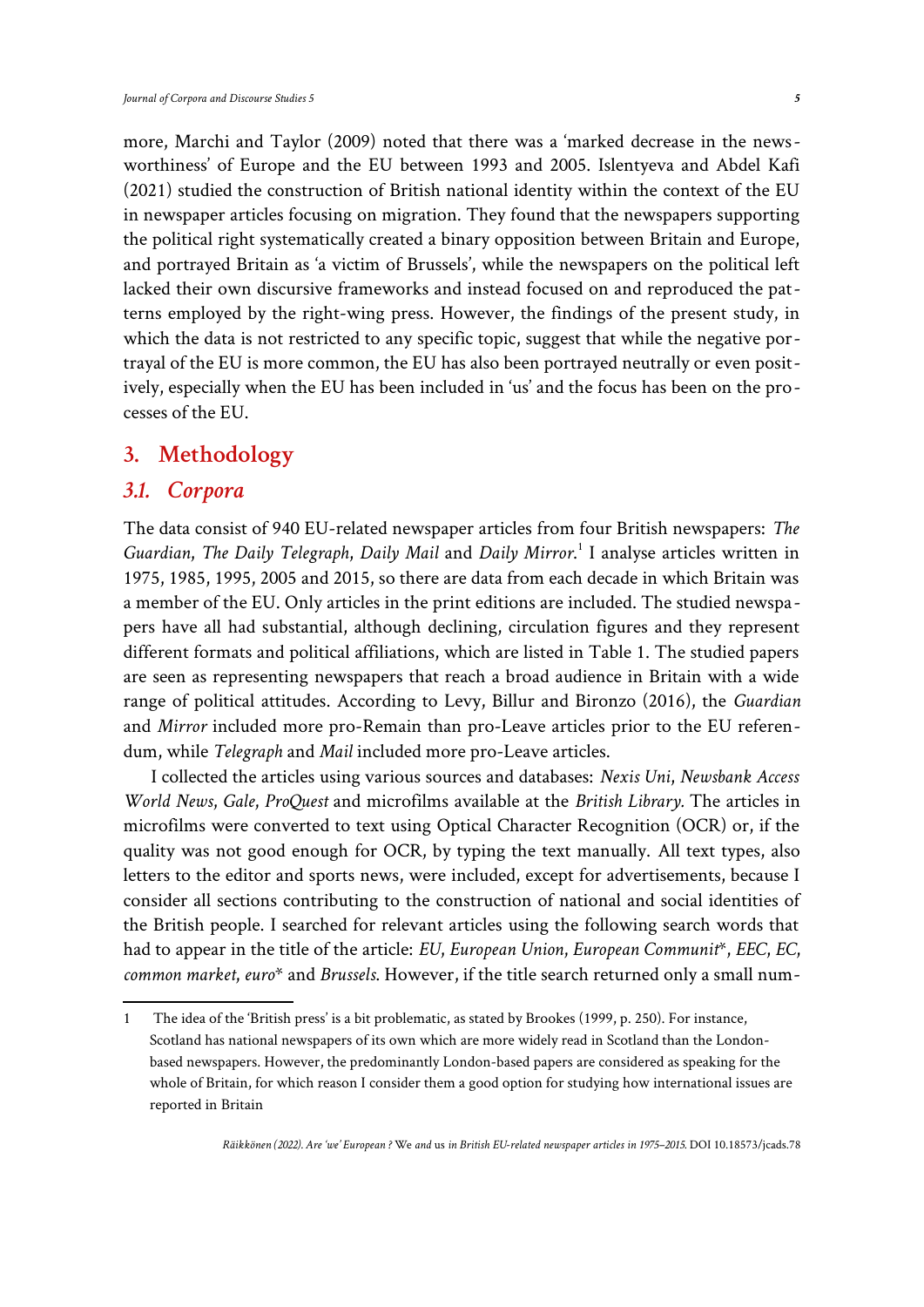more, Marchi and Taylor (2009) noted that there was a 'marked decrease in the newsworthiness' of Europe and the EU between 1993 and 2005. Islentyeva and Abdel Kafi (2021) studied the construction of British national identity within the context of the EU in newspaper articles focusing on migration. They found that the newspapers supporting the political right systematically created a binary opposition between Britain and Europe, and portrayed Britain as 'a victim of Brussels', while the newspapers on the political left lacked their own discursive frameworks and instead focused on and reproduced the patterns employed by the right-wing press. However, the findings of the present study, in which the data is not restricted to any specific topic, suggest that while the negative portrayal of the EU is more common, the EU has also been portrayed neutrally or even positively, especially when the EU has been included in 'us' and the focus has been on the processes of the EU.

## 3. Methodology

### *3.1. Corpora*

The data consist of 940 EU-related newspaper articles from four British newspapers: *The Guardian*, *The Daily Telegraph*, *Daily Mail* and *Daily Mirror*.[1] I analyse articles written in 1975, 1985, 1995, 2005 and 2015, so there are data from each decade in which Britain was a member of the EU. Only articles in the print editions are included. The studied newspapers have all had substantial, although declining, circulation figures and they represent different formats and political affiliations, which are listed in Table 1. The studied papers are seen as representing newspapers that reach a broad audience in Britain with a wide range of political attitudes. According to Levy, Billur and Bironzo (2016), the *Guardian* and *Mirror* included more pro-Remain than pro-Leave articles prior to the EU referendum, while *Telegraph* and *Mail* included more pro-Leave articles.

I collected the articles using various sources and databases: *Nexis Uni*, *Newsbank Access World News*, *Gale*, *ProQuest* and microfilms available at the *British Library.* The articles in microfilms were converted to text using Optical Character Recognition (OCR) or, if the quality was not good enough for OCR, by typing the text manually. All text types, also letters to the editor and sports news, were included, except for advertisements, because I consider all sections contributing to the construction of national and social identities of the British people. I searched for relevant articles using the following search words that had to appear in the title of the article: *EU*, *European Union*, *European Communit**, *EEC*, *EC*, *common market*, *euro** and *Brussels*. However, if the title search returned only a small num-

---

1 The idea of the 'British press' is a bit problematic, as stated by Brookes (1999, p. 250). For instance, Scotland has national newspapers of its own which are more widely read in Scotland than the London-based newspapers. However, the predominantly London-based papers are considered as speaking for the whole of Britain, for which reason I consider them a good option for studying how international issues are reported in Britain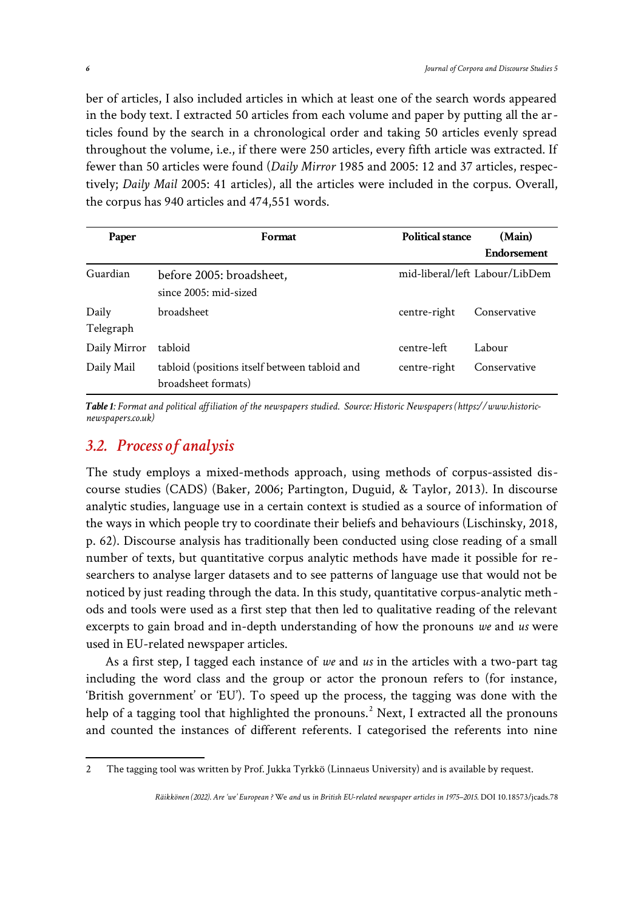ber of articles, I also included articles in which at least one of the search words appeared in the body text. I extracted 50 articles from each volume and paper by putting all the articles found by the search in a chronological order and taking 50 articles evenly spread throughout the volume, i.e., if there were 250 articles, every fifth article was extracted. If fewer than 50 articles were found (*Daily Mirror* 1985 and 2005: 12 and 37 articles, respectively; *Daily Mail* 2005: 41 articles), all the articles were included in the corpus. Overall, the corpus has 940 articles and 474,551 words.

| Paper | Format | Political stance | (Main) Endorsement |
|---|---|---|---|
| Guardian | before 2005: broadsheet, since 2005: mid-sized | mid-liberal/left | Labour/LibDem |
| Daily Telegraph | broadsheet | centre-right | Conservative |
| Daily Mirror | tabloid | centre-left | Labour |
| Daily Mail | tabloid (positions itself between tabloid and broadsheet formats) | centre-right | Conservative |

***Table 1**: Format and political affiliation of the newspapers studied. Source: Historic Newspapers (https://www.historic-newspapers.co.uk)*

## 3.2. Process of analysis

The study employs a mixed-methods approach, using methods of corpus-assisted discourse studies (CADS) (Baker, 2006; Partington, Duguid, & Taylor, 2013). In discourse analytic studies, language use in a certain context is studied as a source of information of the ways in which people try to coordinate their beliefs and behaviours (Lischinsky, 2018, p. 62). Discourse analysis has traditionally been conducted using close reading of a small number of texts, but quantitative corpus analytic methods have made it possible for researchers to analyse larger datasets and to see patterns of language use that would not be noticed by just reading through the data. In this study, quantitative corpus-analytic methods and tools were used as a first step that then led to qualitative reading of the relevant excerpts to gain broad and in-depth understanding of how the pronouns *we* and *us* were used in EU-related newspaper articles.

As a first step, I tagged each instance of *we* and *us* in the articles with a two-part tag including the word class and the group or actor the pronoun refers to (for instance, 'British government' or 'EU'). To speed up the process, the tagging was done with the help of a tagging tool that highlighted the pronouns.[2] Next, I extracted all the pronouns and counted the instances of different referents. I categorised the referents into nine

2 The tagging tool was written by Prof. Jukka Tyrkkö (Linnaeus University) and is available by request.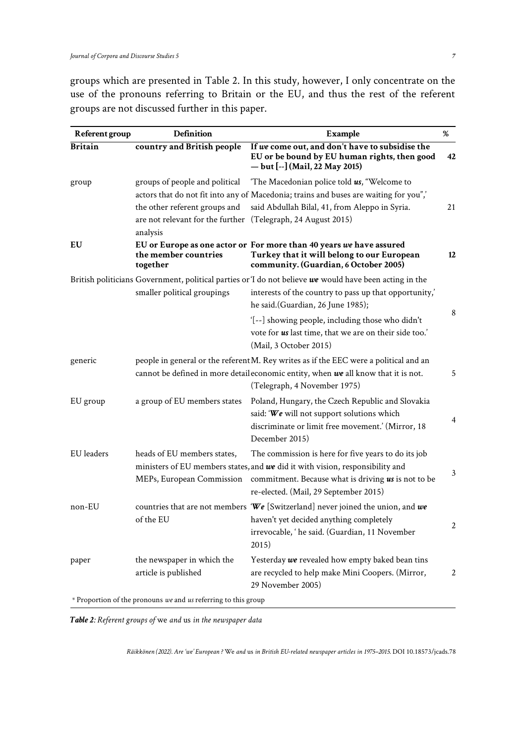groups which are presented in Table 2. In this study, however, I only concentrate on the use of the pronouns referring to Britain or the EU, and thus the rest of the referent groups are not discussed further in this paper.

| Referent group | Definition | Example | % |
|---|---|---|---|
| **Britain** | **country and British people** | **If *we* come out, and don't have to subsidise the EU or be bound by EU human rights, then good — but [--] (Mail, 22 May 2015)** | **42** |
| group | groups of people and political actors that do not fit into any of the other referent groups and are not relevant for the further analysis | 'The Macedonian police told ***us***, "Welcome to Macedonia; trains and buses are waiting for you",' said Abdullah Bilal, 41, from Aleppo in Syria. (Telegraph, 24 August 2015) | 21 |
| **EU** | **EU or Europe as one actor or the member countries together** | **For more than 40 years *we* have assured Turkey that it will belong to our European community. (Guardian, 6 October 2005)** | **12** |
| British politicians | Government, political parties or smaller political groupings | 'I do not believe ***we*** would have been acting in the interests of the country to pass up that opportunity,' he said.(Guardian, 26 June 1985); '[--] showing people, including those who didn't vote for ***us*** last time, that we are on their side too.' (Mail, 3 October 2015) | 8 |
| generic | people in general or the referent cannot be defined in more detail | M. Rey writes as if the EEC were a political and an economic entity, when ***we*** all know that it is not. (Telegraph, 4 November 1975) | 5 |
| EU group | a group of EU members states | Poland, Hungary, the Czech Republic and Slovakia said: '***We*** will not support solutions which discriminate or limit free movement.' (Mirror, 18 December 2015) | 4 |
| EU leaders | heads of EU members states, ministers of EU members states, MEPs, European Commission | The commission is here for five years to do its job and ***we*** did it with vision, responsibility and commitment. Because what is driving ***us*** is not to be re-elected. (Mail, 29 September 2015) | 3 |
| non-EU | countries that are not members of the EU | '***We*** [Switzerland] never joined the union, and ***we*** haven't yet decided anything completely irrevocable, ' he said. (Guardian, 11 November 2015) | 2 |
| paper | the newspaper in which the article is published | Yesterday ***we*** revealed how empty baked bean tins are recycled to help make Mini Coopers. (Mirror, 29 November 2005) | 2 |

\* Proportion of the pronouns *we* and *us* referring to this group

***Table 2**: Referent groups of* we *and* us *in the newspaper data*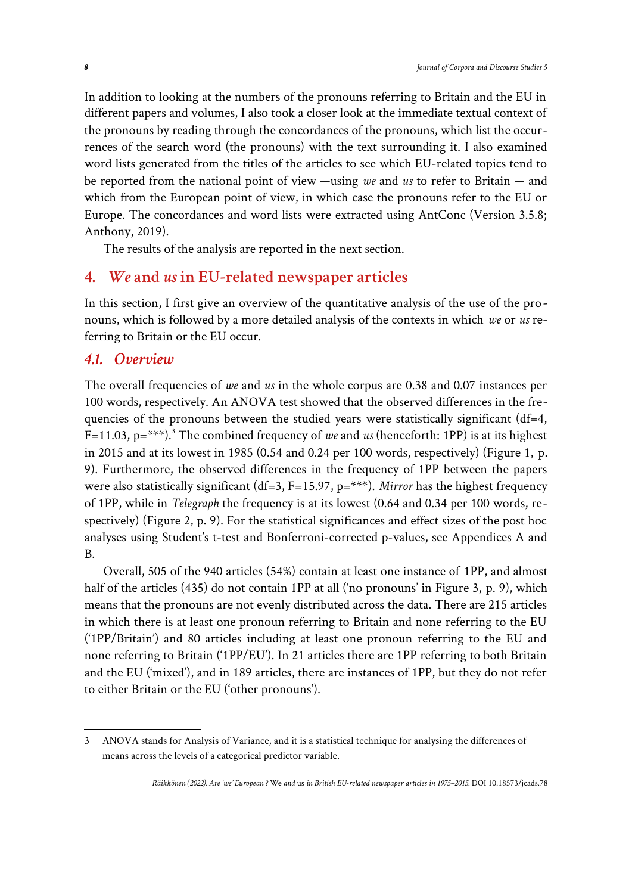In addition to looking at the numbers of the pronouns referring to Britain and the EU in different papers and volumes, I also took a closer look at the immediate textual context of the pronouns by reading through the concordances of the pronouns, which list the occurrences of the search word (the pronouns) with the text surrounding it. I also examined word lists generated from the titles of the articles to see which EU-related topics tend to be reported from the national point of view —using *we* and *us* to refer to Britain — and which from the European point of view, in which case the pronouns refer to the EU or Europe. The concordances and word lists were extracted using AntConc (Version 3.5.8; Anthony, 2019).

The results of the analysis are reported in the next section.

## 4. *We* and *us* in EU-related newspaper articles

In this section, I first give an overview of the quantitative analysis of the use of the pronouns, which is followed by a more detailed analysis of the contexts in which *we* or *us* referring to Britain or the EU occur.

### 4.1. Overview

The overall frequencies of *we* and *us* in the whole corpus are 0.38 and 0.07 instances per 100 words, respectively. An ANOVA test showed that the observed differences in the frequencies of the pronouns between the studied years were statistically significant (df=4, F=11.03, p=\*\*\*).[3] The combined frequency of *we* and *us* (henceforth: 1PP) is at its highest in 2015 and at its lowest in 1985 (0.54 and 0.24 per 100 words, respectively) (Figure 1, p. 9). Furthermore, the observed differences in the frequency of 1PP between the papers were also statistically significant (df=3, F=15.97, p=\*\*\*). *Mirror* has the highest frequency of 1PP, while in *Telegraph* the frequency is at its lowest (0.64 and 0.34 per 100 words, respectively) (Figure 2, p. 9). For the statistical significances and effect sizes of the post hoc analyses using Student's t-test and Bonferroni-corrected p-values, see Appendices A and B.

Overall, 505 of the 940 articles (54%) contain at least one instance of 1PP, and almost half of the articles (435) do not contain 1PP at all ('no pronouns' in Figure 3, p. 9), which means that the pronouns are not evenly distributed across the data. There are 215 articles in which there is at least one pronoun referring to Britain and none referring to the EU ('1PP/Britain') and 80 articles including at least one pronoun referring to the EU and none referring to Britain ('1PP/EU'). In 21 articles there are 1PP referring to both Britain and the EU ('mixed'), and in 189 articles, there are instances of 1PP, but they do not refer to either Britain or the EU ('other pronouns').

---

[3] ANOVA stands for Analysis of Variance, and it is a statistical technique for analysing the differences of means across the levels of a categorical predictor variable.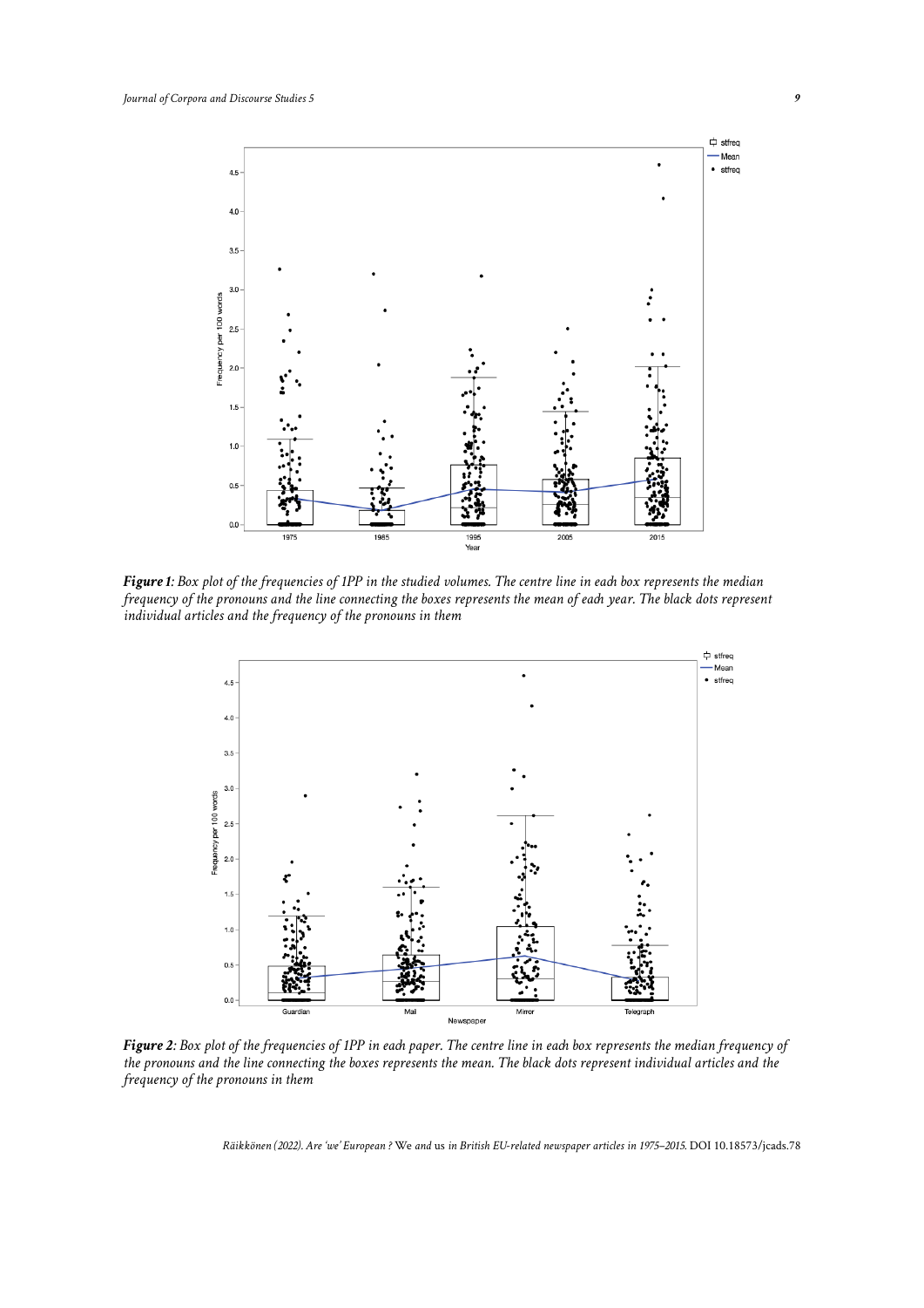***Figure 1****: Box plot of the frequencies of 1PP in the studied volumes. The centre line in each box represents the median frequency of the pronouns and the line connecting the boxes represents the mean of each year. The black dots represent individual articles and the frequency of the pronouns in them*

***Figure 2****: Box plot of the frequencies of 1PP in each paper. The centre line in each box represents the median frequency of the pronouns and the line connecting the boxes represents the mean. The black dots represent individual articles and the frequency of the pronouns in them*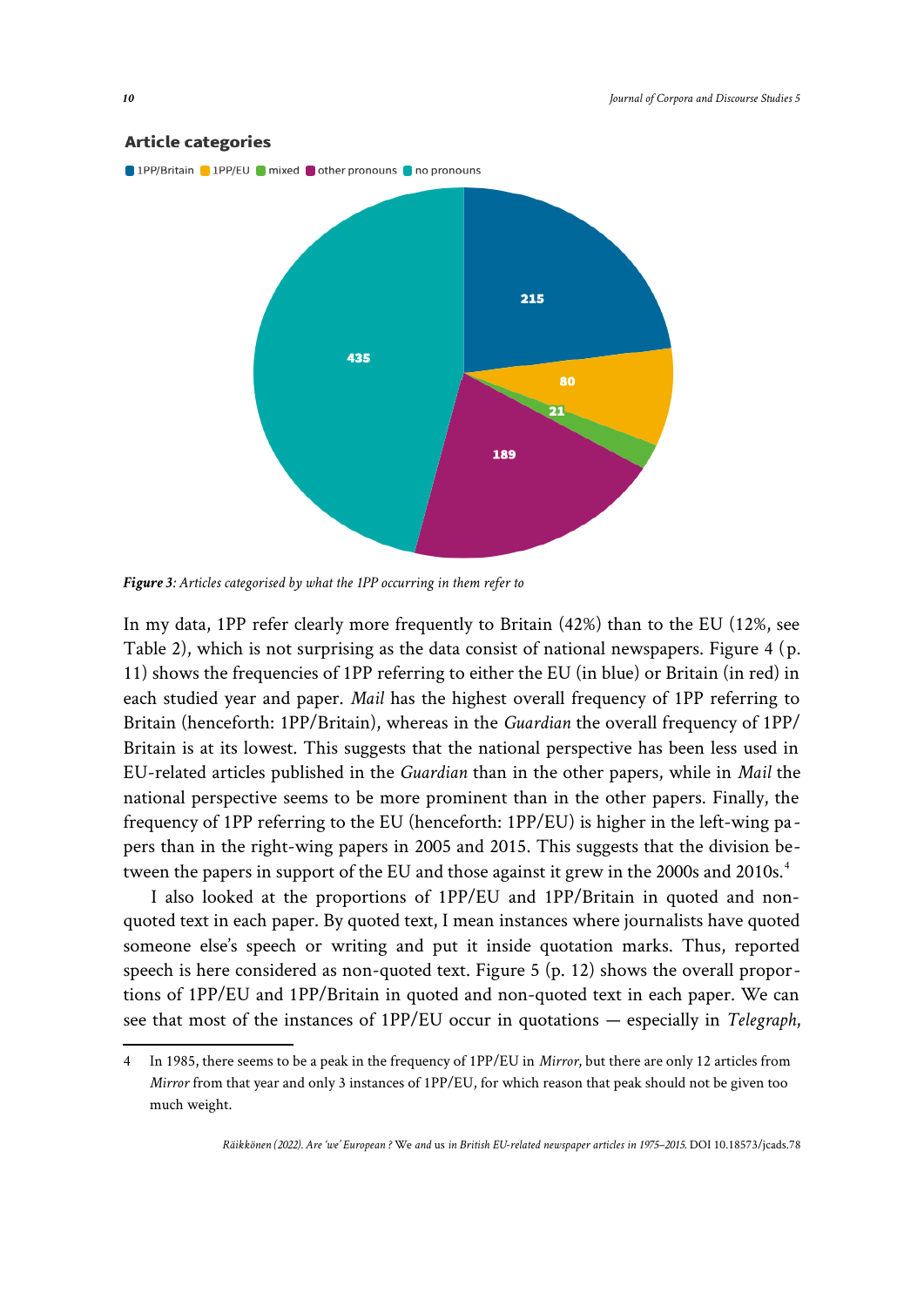**Article categories**

1PP/Britain | 1PP/EU | mixed | other pronouns | no pronouns

215 | 80 | 21 | 189 | 435

***Figure 3**: Articles categorised by what the 1PP occurring in them refer to*

In my data, 1PP refer clearly more frequently to Britain (42%) than to the EU (12%, see Table 2), which is not surprising as the data consist of national newspapers. Figure 4 (p. 11) shows the frequencies of 1PP referring to either the EU (in blue) or Britain (in red) in each studied year and paper. *Mail* has the highest overall frequency of 1PP referring to Britain (henceforth: 1PP/Britain), whereas in the *Guardian* the overall frequency of 1PP/Britain is at its lowest. This suggests that the national perspective has been less used in EU-related articles published in the *Guardian* than in the other papers, while in *Mail* the national perspective seems to be more prominent than in the other papers. Finally, the frequency of 1PP referring to the EU (henceforth: 1PP/EU) is higher in the left-wing papers than in the right-wing papers in 2005 and 2015. This suggests that the division between the papers in support of the EU and those against it grew in the 2000s and 2010s.[4]

I also looked at the proportions of 1PP/EU and 1PP/Britain in quoted and non-quoted text in each paper. By quoted text, I mean instances where journalists have quoted someone else's speech or writing and put it inside quotation marks. Thus, reported speech is here considered as non-quoted text. Figure 5 (p. 12) shows the overall proportions of 1PP/EU and 1PP/Britain in quoted and non-quoted text in each paper. We can see that most of the instances of 1PP/EU occur in quotations — especially in *Telegraph*,

4 In 1985, there seems to be a peak in the frequency of 1PP/EU in *Mirror*, but there are only 12 articles from *Mirror* from that year and only 3 instances of 1PP/EU, for which reason that peak should not be given too much weight.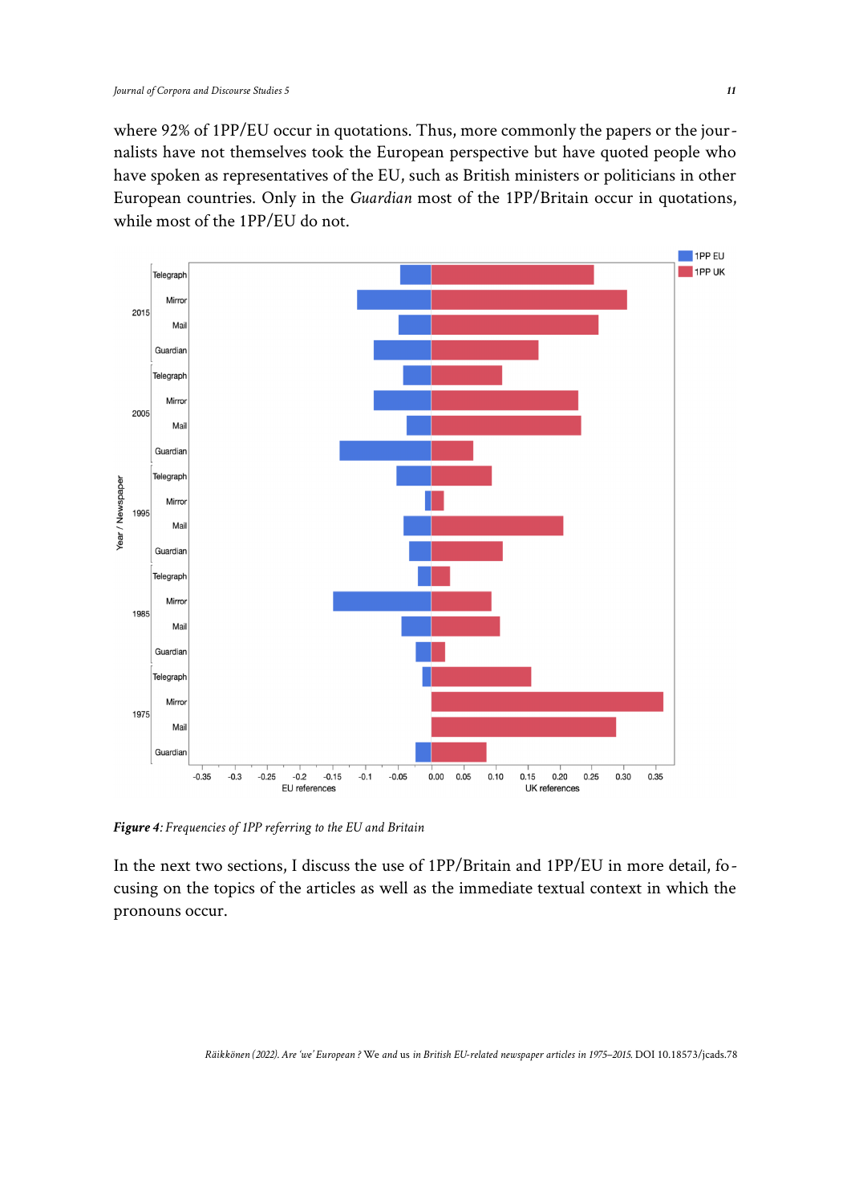where 92% of 1PP/EU occur in quotations. Thus, more commonly the papers or the journalists have not themselves took the European perspective but have quoted people who have spoken as representatives of the EU, such as British ministers or politicians in other European countries. Only in the *Guardian* most of the 1PP/Britain occur in quotations, while most of the 1PP/EU do not.

***Figure 4****: Frequencies of 1PP referring to the EU and Britain*

In the next two sections, I discuss the use of 1PP/Britain and 1PP/EU in more detail, focusing on the topics of the articles as well as the immediate textual context in which the pronouns occur.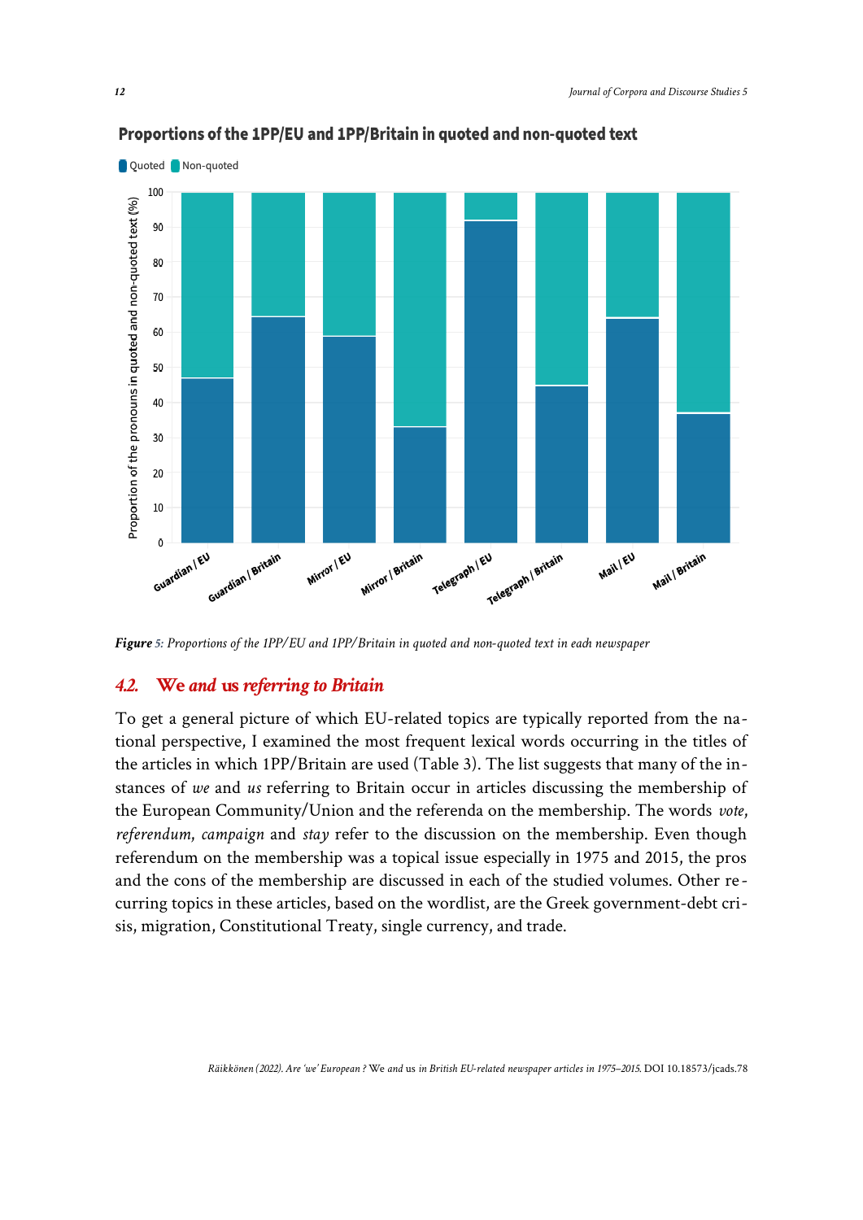**Figure 5:** *Proportions of the 1PP/EU and 1PP/Britain in quoted and non-quoted text in each newspaper*

## *4.2.* **We** *and* **us** *referring to Britain*

To get a general picture of which EU-related topics are typically reported from the national perspective, I examined the most frequent lexical words occurring in the titles of the articles in which 1PP/Britain are used (Table 3). The list suggests that many of the instances of *we* and *us* referring to Britain occur in articles discussing the membership of the European Community/Union and the referenda on the membership. The words *vote*, *referendum*, *campaign* and *stay* refer to the discussion on the membership. Even though referendum on the membership was a topical issue especially in 1975 and 2015, the pros and the cons of the membership are discussed in each of the studied volumes. Other recurring topics in these articles, based on the wordlist, are the Greek government-debt crisis, migration, Constitutional Treaty, single currency, and trade.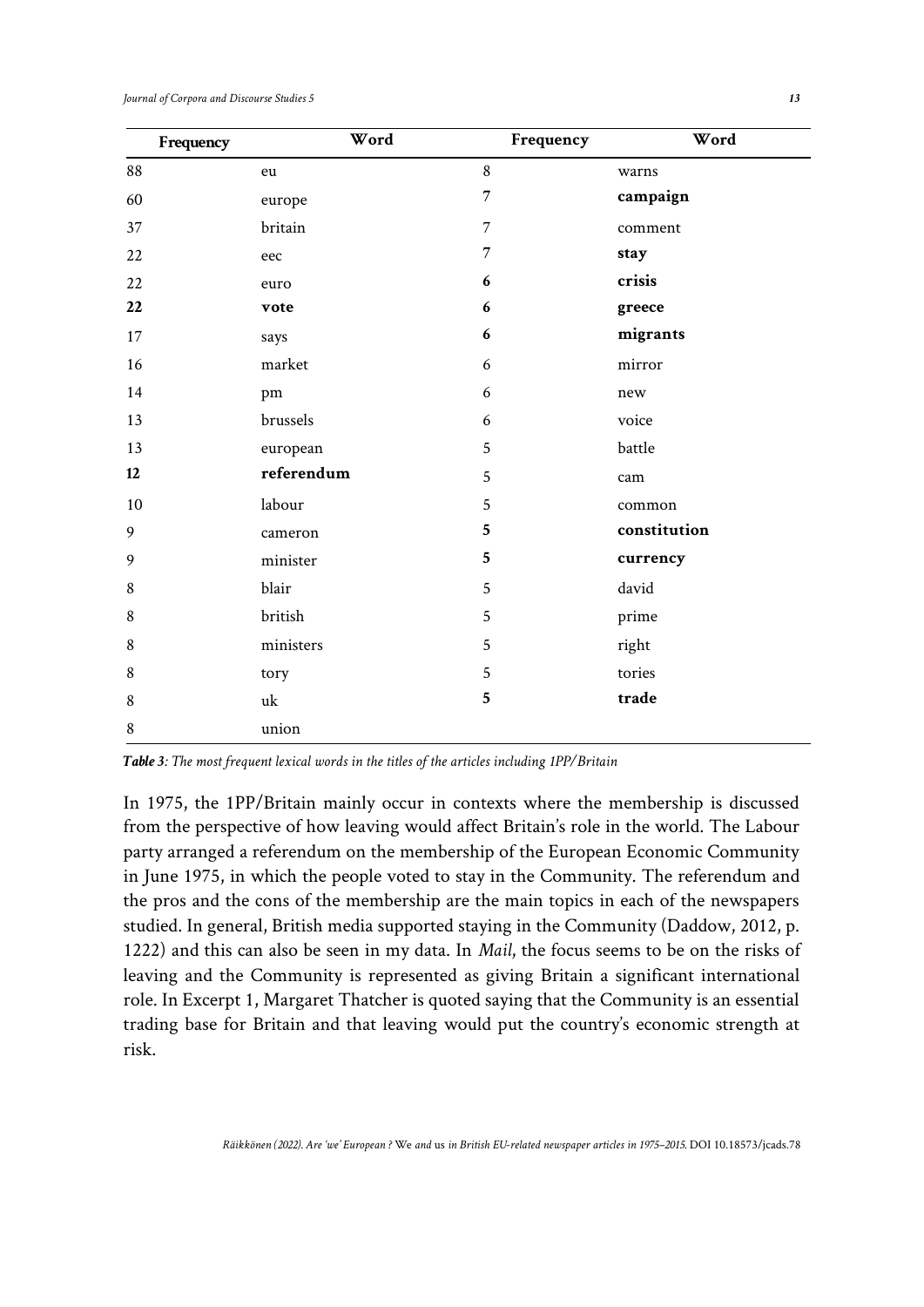| Frequency | Word | Frequency | Word |
|---|---|---|---|
| 88 | eu | 8 | warns |
| 60 | europe | 7 | **campaign** |
| 37 | britain | 7 | comment |
| 22 | eec | 7 | **stay** |
| 22 | euro | **6** | **crisis** |
| **22** | **vote** | **6** | **greece** |
| 17 | says | **6** | **migrants** |
| 16 | market | 6 | mirror |
| 14 | pm | 6 | new |
| 13 | brussels | 6 | voice |
| 13 | european | 5 | battle |
| **12** | **referendum** | 5 | cam |
| 10 | labour | 5 | common |
| 9 | cameron | **5** | **constitution** |
| 9 | minister | **5** | **currency** |
| 8 | blair | 5 | david |
| 8 | british | 5 | prime |
| 8 | ministers | 5 | right |
| 8 | tory | 5 | tories |
| 8 | uk | **5** | **trade** |
| 8 | union | | |

***Table 3**: The most frequent lexical words in the titles of the articles including 1PP/Britain*

In 1975, the 1PP/Britain mainly occur in contexts where the membership is discussed from the perspective of how leaving would affect Britain's role in the world. The Labour party arranged a referendum on the membership of the European Economic Community in June 1975, in which the people voted to stay in the Community. The referendum and the pros and the cons of the membership are the main topics in each of the newspapers studied. In general, British media supported staying in the Community (Daddow, 2012, p. 1222) and this can also be seen in my data. In *Mail*, the focus seems to be on the risks of leaving and the Community is represented as giving Britain a significant international role. In Excerpt 1, Margaret Thatcher is quoted saying that the Community is an essential trading base for Britain and that leaving would put the country's economic strength at risk.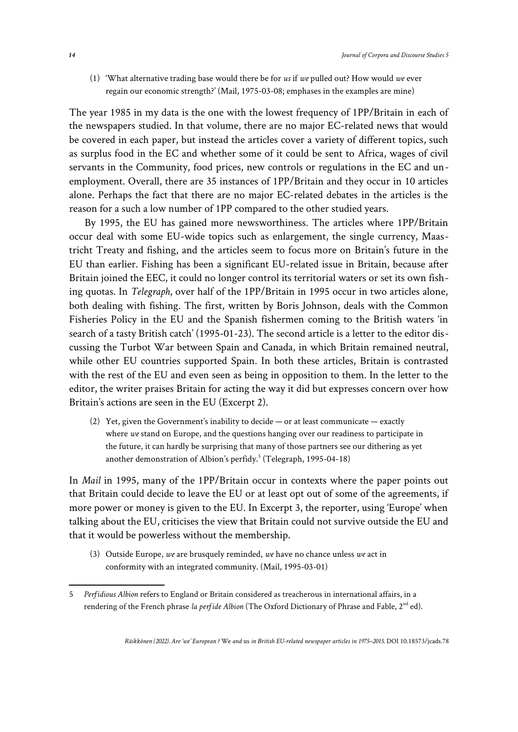(1) 'What alternative trading base would there be for *us* if *we* pulled out? How would *we* ever regain our economic strength?' (Mail, 1975-03-08; emphases in the examples are mine)

The year 1985 in my data is the one with the lowest frequency of 1PP/Britain in each of the newspapers studied. In that volume, there are no major EC-related news that would be covered in each paper, but instead the articles cover a variety of different topics, such as surplus food in the EC and whether some of it could be sent to Africa, wages of civil servants in the Community, food prices, new controls or regulations in the EC and unemployment. Overall, there are 35 instances of 1PP/Britain and they occur in 10 articles alone. Perhaps the fact that there are no major EC-related debates in the articles is the reason for a such a low number of 1PP compared to the other studied years.

By 1995, the EU has gained more newsworthiness. The articles where 1PP/Britain occur deal with some EU-wide topics such as enlargement, the single currency, Maastricht Treaty and fishing, and the articles seem to focus more on Britain's future in the EU than earlier. Fishing has been a significant EU-related issue in Britain, because after Britain joined the EEC, it could no longer control its territorial waters or set its own fishing quotas. In *Telegraph*, over half of the 1PP/Britain in 1995 occur in two articles alone, both dealing with fishing. The first, written by Boris Johnson, deals with the Common Fisheries Policy in the EU and the Spanish fishermen coming to the British waters 'in search of a tasty British catch' (1995-01-23). The second article is a letter to the editor discussing the Turbot War between Spain and Canada, in which Britain remained neutral, while other EU countries supported Spain. In both these articles, Britain is contrasted with the rest of the EU and even seen as being in opposition to them. In the letter to the editor, the writer praises Britain for acting the way it did but expresses concern over how Britain's actions are seen in the EU (Excerpt 2).

(2) Yet, given the Government's inability to decide — or at least communicate — exactly where *we* stand on Europe, and the questions hanging over our readiness to participate in the future, it can hardly be surprising that many of those partners see our dithering as yet another demonstration of Albion's perfidy.[5] (Telegraph, 1995-04-18)

In *Mail* in 1995, many of the 1PP/Britain occur in contexts where the paper points out that Britain could decide to leave the EU or at least opt out of some of the agreements, if more power or money is given to the EU. In Excerpt 3, the reporter, using 'Europe' when talking about the EU, criticises the view that Britain could not survive outside the EU and that it would be powerless without the membership.

(3) Outside Europe, *we* are brusquely reminded, *we* have no chance unless *we* act in conformity with an integrated community. (Mail, 1995-03-01)

5 *Perfidious Albion* refers to England or Britain considered as treacherous in international affairs, in a rendering of the French phrase *la perfide Albion* (The Oxford Dictionary of Phrase and Fable, 2nd ed).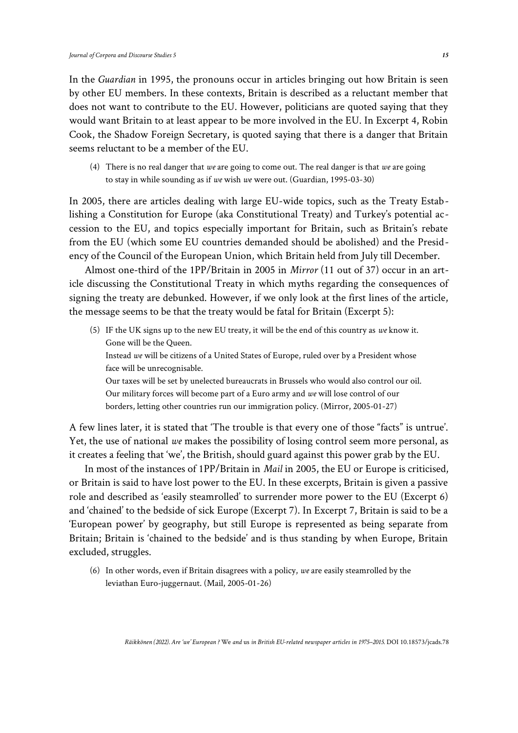In the *Guardian* in 1995, the pronouns occur in articles bringing out how Britain is seen by other EU members. In these contexts, Britain is described as a reluctant member that does not want to contribute to the EU. However, politicians are quoted saying that they would want Britain to at least appear to be more involved in the EU. In Excerpt 4, Robin Cook, the Shadow Foreign Secretary, is quoted saying that there is a danger that Britain seems reluctant to be a member of the EU.

(4) There is no real danger that *we* are going to come out. The real danger is that *we* are going to stay in while sounding as if *we* wish *we* were out. (Guardian, 1995-03-30)

In 2005, there are articles dealing with large EU-wide topics, such as the Treaty Establishing a Constitution for Europe (aka Constitutional Treaty) and Turkey's potential accession to the EU, and topics especially important for Britain, such as Britain's rebate from the EU (which some EU countries demanded should be abolished) and the Presidency of the Council of the European Union, which Britain held from July till December.

Almost one-third of the 1PP/Britain in 2005 in *Mirror* (11 out of 37) occur in an article discussing the Constitutional Treaty in which myths regarding the consequences of signing the treaty are debunked. However, if we only look at the first lines of the article, the message seems to be that the treaty would be fatal for Britain (Excerpt 5):

(5) IF the UK signs up to the new EU treaty, it will be the end of this country as *we* know it.
Gone will be the Queen.
Instead *we* will be citizens of a United States of Europe, ruled over by a President whose face will be unrecognisable.
Our taxes will be set by unelected bureaucrats in Brussels who would also control our oil.
Our military forces will become part of a Euro army and *we* will lose control of our borders, letting other countries run our immigration policy. (Mirror, 2005-01-27)

A few lines later, it is stated that 'The trouble is that every one of those "facts" is untrue'. Yet, the use of national *we* makes the possibility of losing control seem more personal, as it creates a feeling that 'we', the British, should guard against this power grab by the EU.

In most of the instances of 1PP/Britain in *Mail* in 2005, the EU or Europe is criticised, or Britain is said to have lost power to the EU. In these excerpts, Britain is given a passive role and described as 'easily steamrolled' to surrender more power to the EU (Excerpt 6) and 'chained' to the bedside of sick Europe (Excerpt 7). In Excerpt 7, Britain is said to be a 'European power' by geography, but still Europe is represented as being separate from Britain; Britain is 'chained to the bedside' and is thus standing by when Europe, Britain excluded, struggles.

(6) In other words, even if Britain disagrees with a policy, *we* are easily steamrolled by the leviathan Euro-juggernaut. (Mail, 2005-01-26)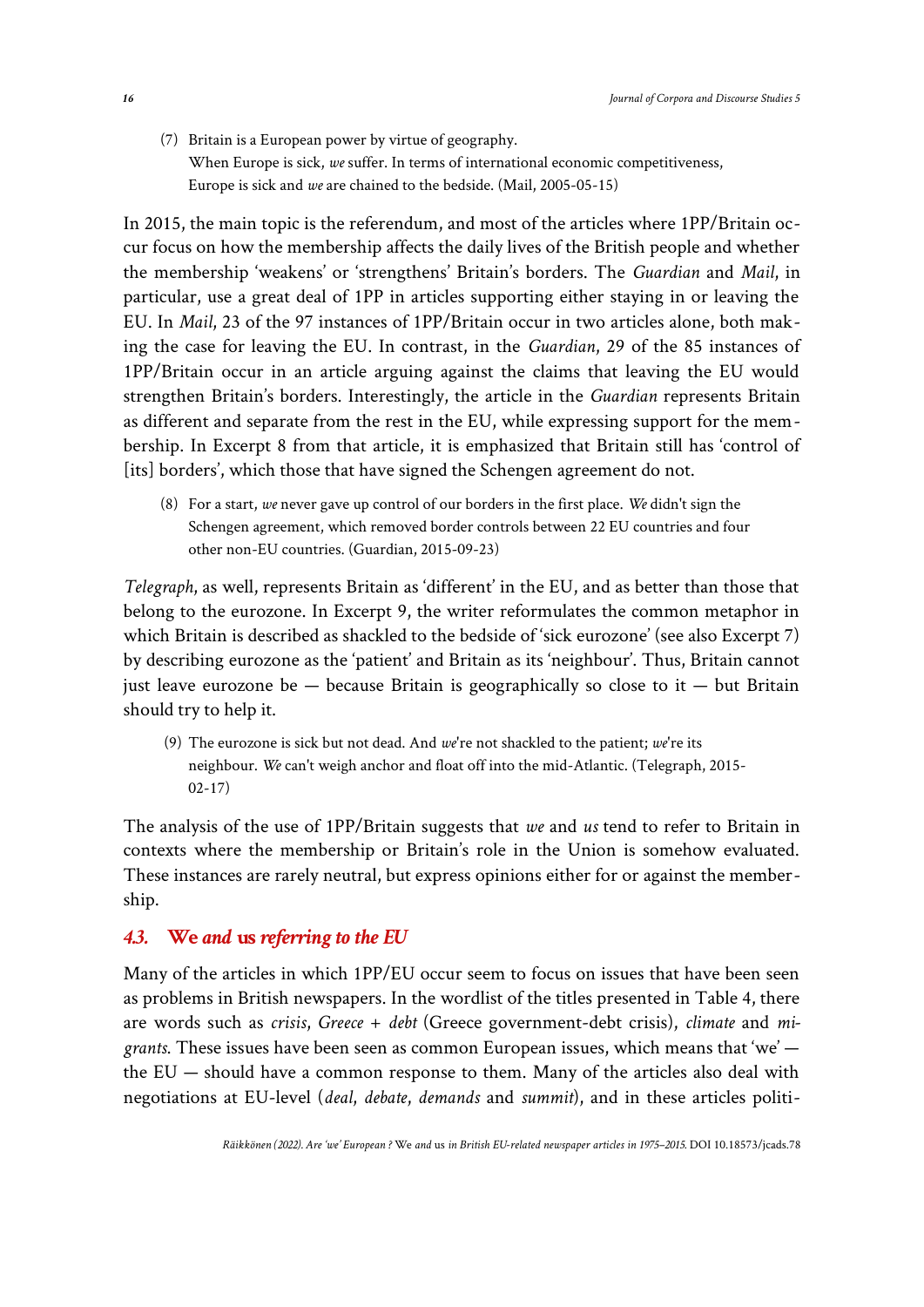(7) Britain is a European power by virtue of geography.
When Europe is sick, *we* suffer. In terms of international economic competitiveness, Europe is sick and *we* are chained to the bedside. (Mail, 2005-05-15)

In 2015, the main topic is the referendum, and most of the articles where 1PP/Britain occur focus on how the membership affects the daily lives of the British people and whether the membership 'weakens' or 'strengthens' Britain's borders. The *Guardian* and *Mail*, in particular, use a great deal of 1PP in articles supporting either staying in or leaving the EU. In *Mail*, 23 of the 97 instances of 1PP/Britain occur in two articles alone, both making the case for leaving the EU. In contrast, in the *Guardian*, 29 of the 85 instances of 1PP/Britain occur in an article arguing against the claims that leaving the EU would strengthen Britain's borders. Interestingly, the article in the *Guardian* represents Britain as different and separate from the rest in the EU, while expressing support for the membership. In Excerpt 8 from that article, it is emphasized that Britain still has 'control of [its] borders', which those that have signed the Schengen agreement do not.

(8) For a start, *we* never gave up control of our borders in the first place. *We* didn't sign the Schengen agreement, which removed border controls between 22 EU countries and four other non-EU countries. (Guardian, 2015-09-23)

*Telegraph*, as well, represents Britain as 'different' in the EU, and as better than those that belong to the eurozone. In Excerpt 9, the writer reformulates the common metaphor in which Britain is described as shackled to the bedside of 'sick eurozone' (see also Excerpt 7) by describing eurozone as the 'patient' and Britain as its 'neighbour'. Thus, Britain cannot just leave eurozone be — because Britain is geographically so close to it — but Britain should try to help it.

(9) The eurozone is sick but not dead. And *we*'re not shackled to the patient; *we*'re its neighbour. *We* can't weigh anchor and float off into the mid-Atlantic. (Telegraph, 2015-02-17)

The analysis of the use of 1PP/Britain suggests that *we* and *us* tend to refer to Britain in contexts where the membership or Britain's role in the Union is somehow evaluated. These instances are rarely neutral, but express opinions either for or against the membership.

### 4.3. We *and* us *referring to the EU*

Many of the articles in which 1PP/EU occur seem to focus on issues that have been seen as problems in British newspapers. In the wordlist of the titles presented in Table 4, there are words such as *crisis*, *Greece + debt* (Greece government-debt crisis), *climate* and *migrants*. These issues have been seen as common European issues, which means that 'we' — the EU — should have a common response to them. Many of the articles also deal with negotiations at EU-level (*deal*, *debate*, *demands* and *summit*), and in these articles politi-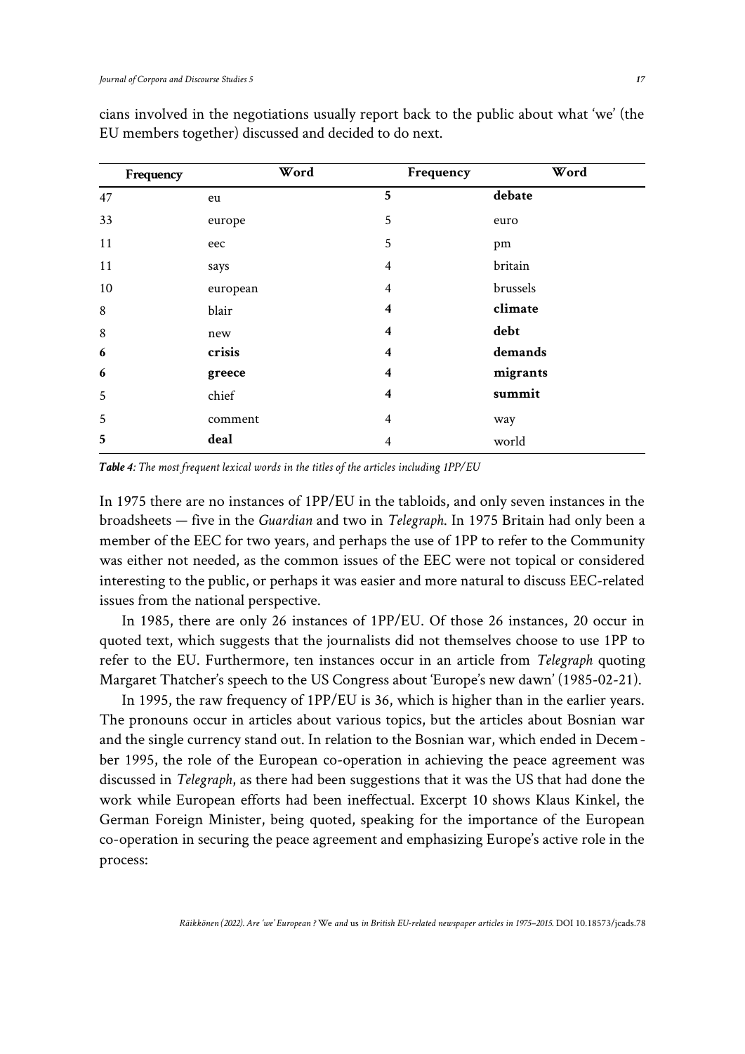cians involved in the negotiations usually report back to the public about what 'we' (the EU members together) discussed and decided to do next.

| Frequency | Word | Frequency | Word |
|---|---|---|---|
| 47 | eu | **5** | **debate** |
| 33 | europe | 5 | euro |
| 11 | eec | 5 | pm |
| 11 | says | 4 | britain |
| 10 | european | 4 | brussels |
| 8 | blair | **4** | **climate** |
| 8 | new | **4** | **debt** |
| **6** | **crisis** | **4** | **demands** |
| **6** | **greece** | **4** | **migrants** |
| 5 | chief | **4** | **summit** |
| 5 | comment | 4 | way |
| **5** | **deal** | 4 | world |

***Table 4**: The most frequent lexical words in the titles of the articles including 1PP/EU*

In 1975 there are no instances of 1PP/EU in the tabloids, and only seven instances in the broadsheets — five in the *Guardian* and two in *Telegraph*. In 1975 Britain had only been a member of the EEC for two years, and perhaps the use of 1PP to refer to the Community was either not needed, as the common issues of the EEC were not topical or considered interesting to the public, or perhaps it was easier and more natural to discuss EEC-related issues from the national perspective.

In 1985, there are only 26 instances of 1PP/EU. Of those 26 instances, 20 occur in quoted text, which suggests that the journalists did not themselves choose to use 1PP to refer to the EU. Furthermore, ten instances occur in an article from *Telegraph* quoting Margaret Thatcher's speech to the US Congress about 'Europe's new dawn' (1985-02-21).

In 1995, the raw frequency of 1PP/EU is 36, which is higher than in the earlier years. The pronouns occur in articles about various topics, but the articles about Bosnian war and the single currency stand out. In relation to the Bosnian war, which ended in December 1995, the role of the European co-operation in achieving the peace agreement was discussed in *Telegraph*, as there had been suggestions that it was the US that had done the work while European efforts had been ineffectual. Excerpt 10 shows Klaus Kinkel, the German Foreign Minister, being quoted, speaking for the importance of the European co-operation in securing the peace agreement and emphasizing Europe's active role in the process: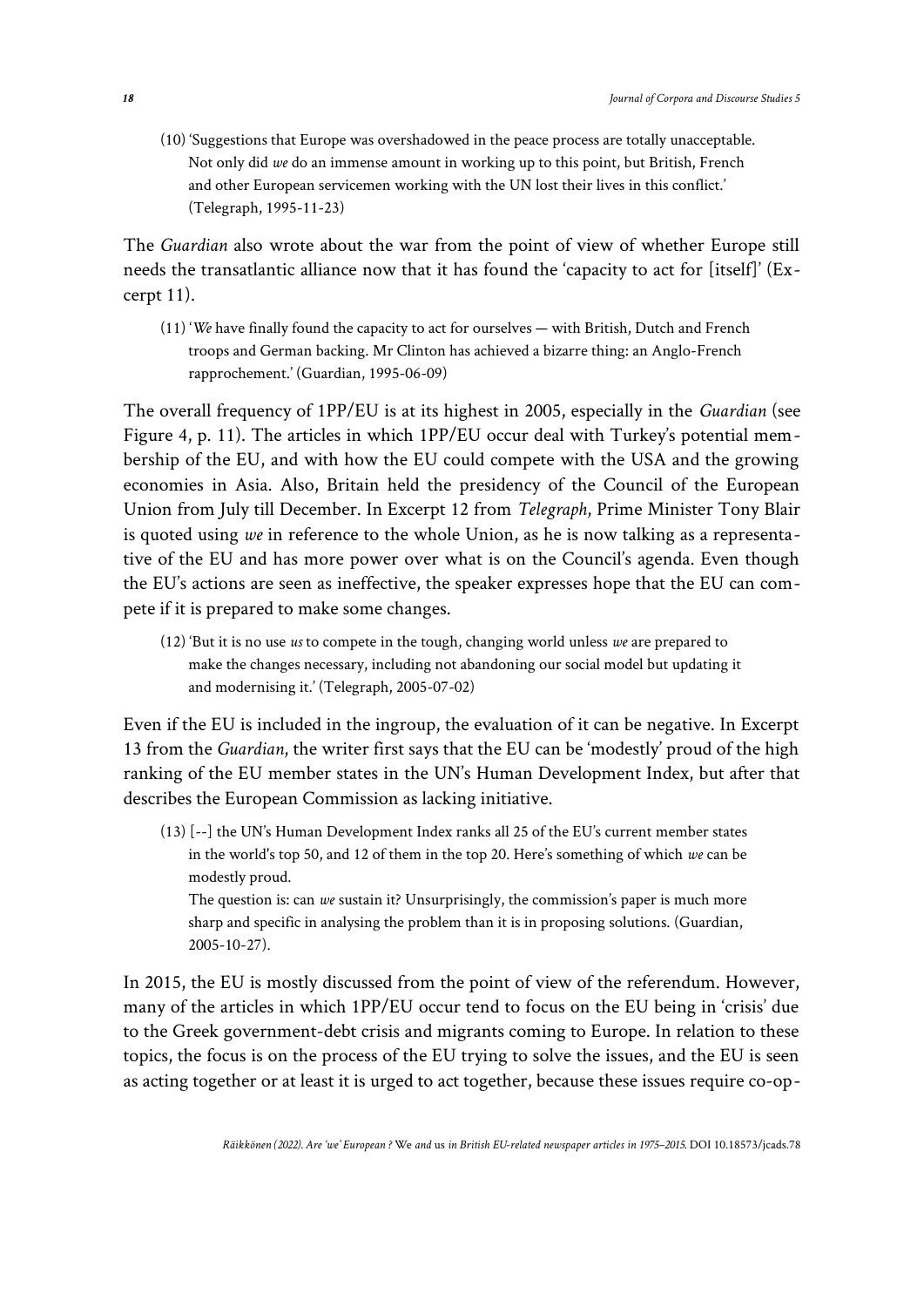(10) 'Suggestions that Europe was overshadowed in the peace process are totally unacceptable. Not only did *we* do an immense amount in working up to this point, but British, French and other European servicemen working with the UN lost their lives in this conflict.' (Telegraph, 1995-11-23)

The *Guardian* also wrote about the war from the point of view of whether Europe still needs the transatlantic alliance now that it has found the 'capacity to act for [itself]' (Excerpt 11).

(11) '*We* have finally found the capacity to act for ourselves — with British, Dutch and French troops and German backing. Mr Clinton has achieved a bizarre thing: an Anglo-French rapprochement.' (Guardian, 1995-06-09)

The overall frequency of 1PP/EU is at its highest in 2005, especially in the *Guardian* (see Figure 4, p. 11). The articles in which 1PP/EU occur deal with Turkey's potential membership of the EU, and with how the EU could compete with the USA and the growing economies in Asia. Also, Britain held the presidency of the Council of the European Union from July till December. In Excerpt 12 from *Telegraph*, Prime Minister Tony Blair is quoted using *we* in reference to the whole Union, as he is now talking as a representative of the EU and has more power over what is on the Council's agenda. Even though the EU's actions are seen as ineffective, the speaker expresses hope that the EU can compete if it is prepared to make some changes.

(12) 'But it is no use *us* to compete in the tough, changing world unless *we* are prepared to make the changes necessary, including not abandoning our social model but updating it and modernising it.' (Telegraph, 2005-07-02)

Even if the EU is included in the ingroup, the evaluation of it can be negative. In Excerpt 13 from the *Guardian*, the writer first says that the EU can be 'modestly' proud of the high ranking of the EU member states in the UN's Human Development Index, but after that describes the European Commission as lacking initiative.

(13) [--] the UN's Human Development Index ranks all 25 of the EU's current member states in the world's top 50, and 12 of them in the top 20. Here's something of which *we* can be modestly proud.
The question is: can *we* sustain it? Unsurprisingly, the commission's paper is much more sharp and specific in analysing the problem than it is in proposing solutions. (Guardian, 2005-10-27).

In 2015, the EU is mostly discussed from the point of view of the referendum. However, many of the articles in which 1PP/EU occur tend to focus on the EU being in 'crisis' due to the Greek government-debt crisis and migrants coming to Europe. In relation to these topics, the focus is on the process of the EU trying to solve the issues, and the EU is seen as acting together or at least it is urged to act together, because these issues require co-op-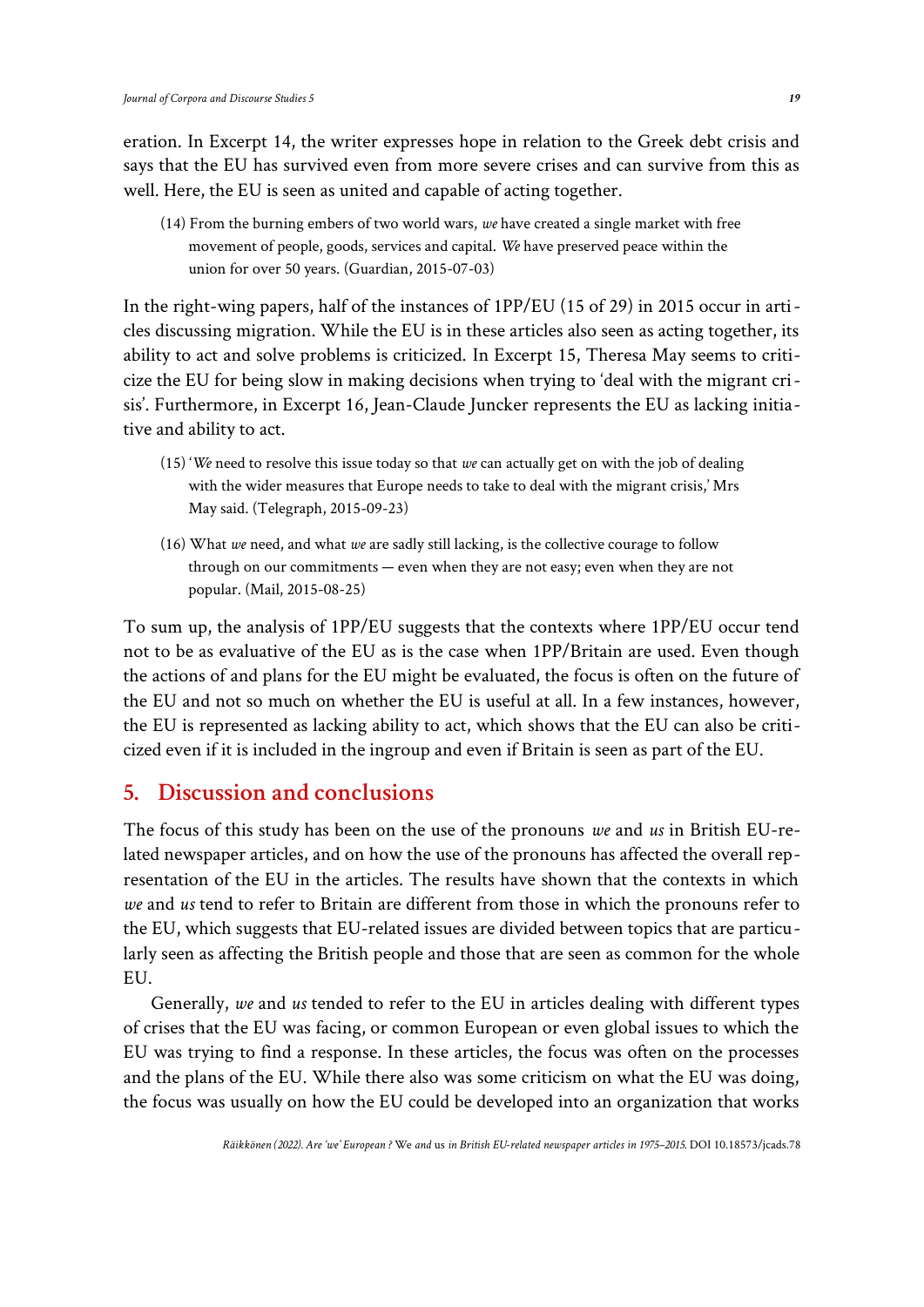eration. In Excerpt 14, the writer expresses hope in relation to the Greek debt crisis and says that the EU has survived even from more severe crises and can survive from this as well. Here, the EU is seen as united and capable of acting together.

> (14) From the burning embers of two world wars, *we* have created a single market with free movement of people, goods, services and capital. *We* have preserved peace within the union for over 50 years. (Guardian, 2015-07-03)

In the right-wing papers, half of the instances of 1PP/EU (15 of 29) in 2015 occur in articles discussing migration. While the EU is in these articles also seen as acting together, its ability to act and solve problems is criticized. In Excerpt 15, Theresa May seems to criticize the EU for being slow in making decisions when trying to 'deal with the migrant crisis'. Furthermore, in Excerpt 16, Jean-Claude Juncker represents the EU as lacking initiative and ability to act.

> (15) '*We* need to resolve this issue today so that *we* can actually get on with the job of dealing with the wider measures that Europe needs to take to deal with the migrant crisis,' Mrs May said. (Telegraph, 2015-09-23)

> (16) What *we* need, and what *we* are sadly still lacking, is the collective courage to follow through on our commitments — even when they are not easy; even when they are not popular. (Mail, 2015-08-25)

To sum up, the analysis of 1PP/EU suggests that the contexts where 1PP/EU occur tend not to be as evaluative of the EU as is the case when 1PP/Britain are used. Even though the actions of and plans for the EU might be evaluated, the focus is often on the future of the EU and not so much on whether the EU is useful at all. In a few instances, however, the EU is represented as lacking ability to act, which shows that the EU can also be criticized even if it is included in the ingroup and even if Britain is seen as part of the EU.

## 5. Discussion and conclusions

The focus of this study has been on the use of the pronouns *we* and *us* in British EU-related newspaper articles, and on how the use of the pronouns has affected the overall representation of the EU in the articles. The results have shown that the contexts in which *we* and *us* tend to refer to Britain are different from those in which the pronouns refer to the EU, which suggests that EU-related issues are divided between topics that are particularly seen as affecting the British people and those that are seen as common for the whole EU.

Generally, *we* and *us* tended to refer to the EU in articles dealing with different types of crises that the EU was facing, or common European or even global issues to which the EU was trying to find a response. In these articles, the focus was often on the processes and the plans of the EU. While there also was some criticism on what the EU was doing, the focus was usually on how the EU could be developed into an organization that works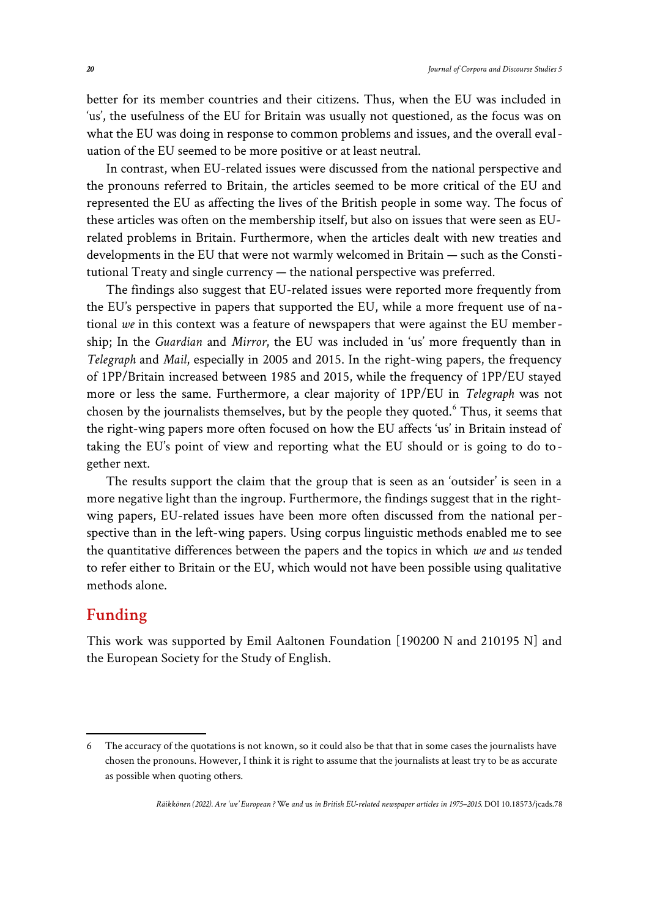better for its member countries and their citizens. Thus, when the EU was included in 'us', the usefulness of the EU for Britain was usually not questioned, as the focus was on what the EU was doing in response to common problems and issues, and the overall evaluation of the EU seemed to be more positive or at least neutral.

In contrast, when EU-related issues were discussed from the national perspective and the pronouns referred to Britain, the articles seemed to be more critical of the EU and represented the EU as affecting the lives of the British people in some way. The focus of these articles was often on the membership itself, but also on issues that were seen as EU-related problems in Britain. Furthermore, when the articles dealt with new treaties and developments in the EU that were not warmly welcomed in Britain — such as the Constitutional Treaty and single currency — the national perspective was preferred.

The findings also suggest that EU-related issues were reported more frequently from the EU's perspective in papers that supported the EU, while a more frequent use of national *we* in this context was a feature of newspapers that were against the EU membership; In the *Guardian* and *Mirror*, the EU was included in 'us' more frequently than in *Telegraph* and *Mail*, especially in 2005 and 2015. In the right-wing papers, the frequency of 1PP/Britain increased between 1985 and 2015, while the frequency of 1PP/EU stayed more or less the same. Furthermore, a clear majority of 1PP/EU in *Telegraph* was not chosen by the journalists themselves, but by the people they quoted.[6] Thus, it seems that the right-wing papers more often focused on how the EU affects 'us' in Britain instead of taking the EU's point of view and reporting what the EU should or is going to do together next.

The results support the claim that the group that is seen as an 'outsider' is seen in a more negative light than the ingroup. Furthermore, the findings suggest that in the right-wing papers, EU-related issues have been more often discussed from the national perspective than in the left-wing papers. Using corpus linguistic methods enabled me to see the quantitative differences between the papers and the topics in which *we* and *us* tended to refer either to Britain or the EU, which would not have been possible using qualitative methods alone.

## Funding

This work was supported by Emil Aaltonen Foundation [190200 N and 210195 N] and the European Society for the Study of English.

---

6 The accuracy of the quotations is not known, so it could also be that that in some cases the journalists have chosen the pronouns. However, I think it is right to assume that the journalists at least try to be as accurate as possible when quoting others.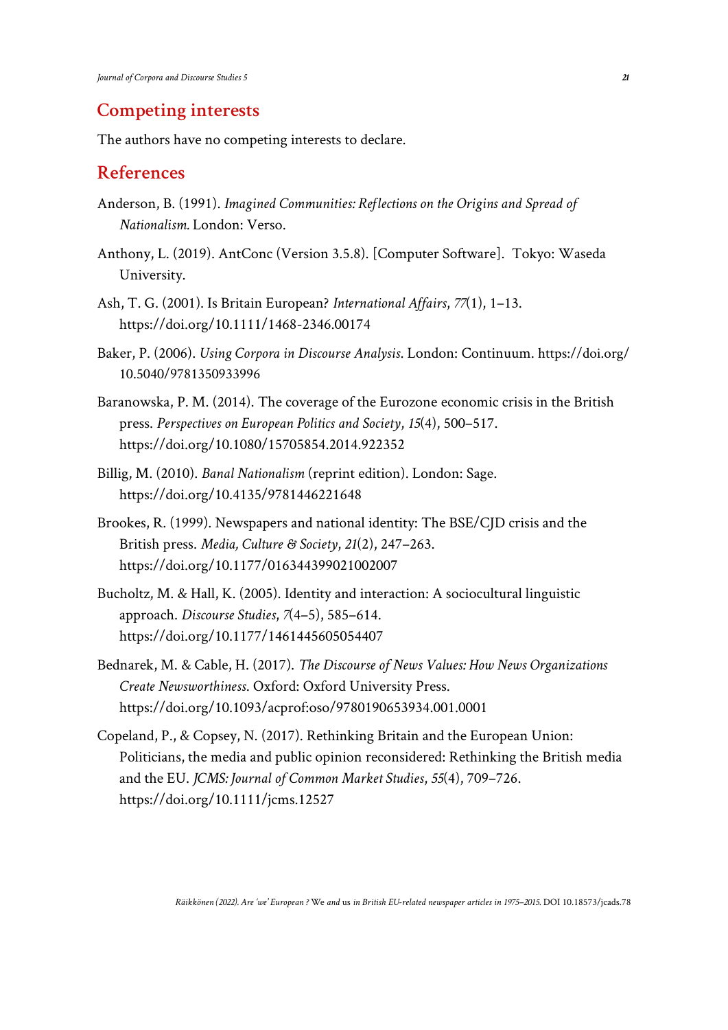## Competing interests

The authors have no competing interests to declare.

## References

Anderson, B. (1991). *Imagined Communities: Reflections on the Origins and Spread of Nationalism.* London: Verso.

Anthony, L. (2019). AntConc (Version 3.5.8). [Computer Software]. Tokyo: Waseda University.

Ash, T. G. (2001). Is Britain European? *International Affairs*, *77*(1), 1–13. https://doi.org/10.1111/1468-2346.00174

Baker, P. (2006). *Using Corpora in Discourse Analysis*. London: Continuum. https://doi.org/10.5040/9781350933996

Baranowska, P. M. (2014). The coverage of the Eurozone economic crisis in the British press. *Perspectives on European Politics and Society*, *15*(4), 500–517. https://doi.org/10.1080/15705854.2014.922352

Billig, M. (2010). *Banal Nationalism* (reprint edition). London: Sage. https://doi.org/10.4135/9781446221648

Brookes, R. (1999). Newspapers and national identity: The BSE/CJD crisis and the British press. *Media, Culture & Society*, *21*(2), 247–263. https://doi.org/10.1177/016344399021002007

Bucholtz, M. & Hall, K. (2005). Identity and interaction: A sociocultural linguistic approach. *Discourse Studies*, *7*(4–5), 585–614. https://doi.org/10.1177/1461445605054407

Bednarek, M. & Cable, H. (2017). *The Discourse of News Values: How News Organizations Create Newsworthiness*. Oxford: Oxford University Press. https://doi.org/10.1093/acprof:oso/9780190653934.001.0001

Copeland, P., & Copsey, N. (2017). Rethinking Britain and the European Union: Politicians, the media and public opinion reconsidered: Rethinking the British media and the EU. *JCMS: Journal of Common Market Studies*, *55*(4), 709–726. https://doi.org/10.1111/jcms.12527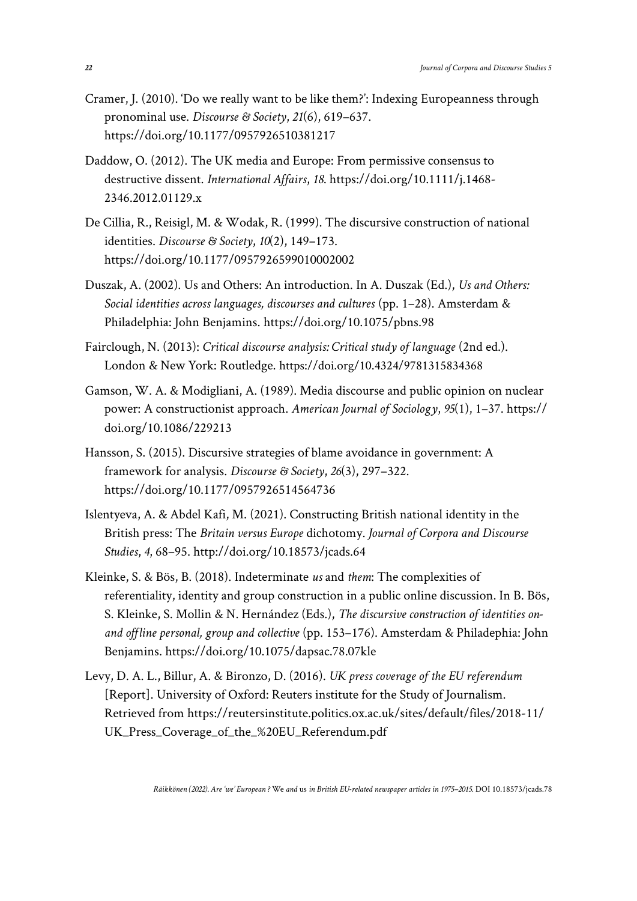Cramer, J. (2010). 'Do we really want to be like them?': Indexing Europeanness through pronominal use. *Discourse & Society*, *21*(6), 619–637. https://doi.org/10.1177/0957926510381217

Daddow, O. (2012). The UK media and Europe: From permissive consensus to destructive dissent. *International Affairs*, *18*. https://doi.org/10.1111/j.1468-2346.2012.01129.x

De Cillia, R., Reisigl, M. & Wodak, R. (1999). The discursive construction of national identities. *Discourse & Society*, *10*(2), 149–173. https://doi.org/10.1177/0957926599010002002

Duszak, A. (2002). Us and Others: An introduction. In A. Duszak (Ed.), *Us and Others: Social identities across languages, discourses and cultures* (pp. 1–28). Amsterdam & Philadelphia: John Benjamins. https://doi.org/10.1075/pbns.98

Fairclough, N. (2013): *Critical discourse analysis: Critical study of language* (2nd ed.). London & New York: Routledge. https://doi.org/10.4324/9781315834368

Gamson, W. A. & Modigliani, A. (1989). Media discourse and public opinion on nuclear power: A constructionist approach. *American Journal of Sociology*, *95*(1), 1–37. https://doi.org/10.1086/229213

Hansson, S. (2015). Discursive strategies of blame avoidance in government: A framework for analysis. *Discourse & Society*, *26*(3), 297–322. https://doi.org/10.1177/0957926514564736

Islentyeva, A. & Abdel Kafi, M. (2021). Constructing British national identity in the British press: The *Britain versus Europe* dichotomy. *Journal of Corpora and Discourse Studies*, *4*, 68–95. http://doi.org/10.18573/jcads.64

Kleinke, S. & Bös, B. (2018). Indeterminate *us* and *them*: The complexities of referentiality, identity and group construction in a public online discussion. In B. Bös, S. Kleinke, S. Mollin & N. Hernández (Eds.), *The discursive construction of identities on- and offline personal, group and collective* (pp. 153–176). Amsterdam & Philadephia: John Benjamins. https://doi.org/10.1075/dapsac.78.07kle

Levy, D. A. L., Billur, A. & Bironzo, D. (2016). *UK press coverage of the EU referendum* [Report]. University of Oxford: Reuters institute for the Study of Journalism. Retrieved from https://reutersinstitute.politics.ox.ac.uk/sites/default/files/2018-11/UK_Press_Coverage_of_the_%20EU_Referendum.pdf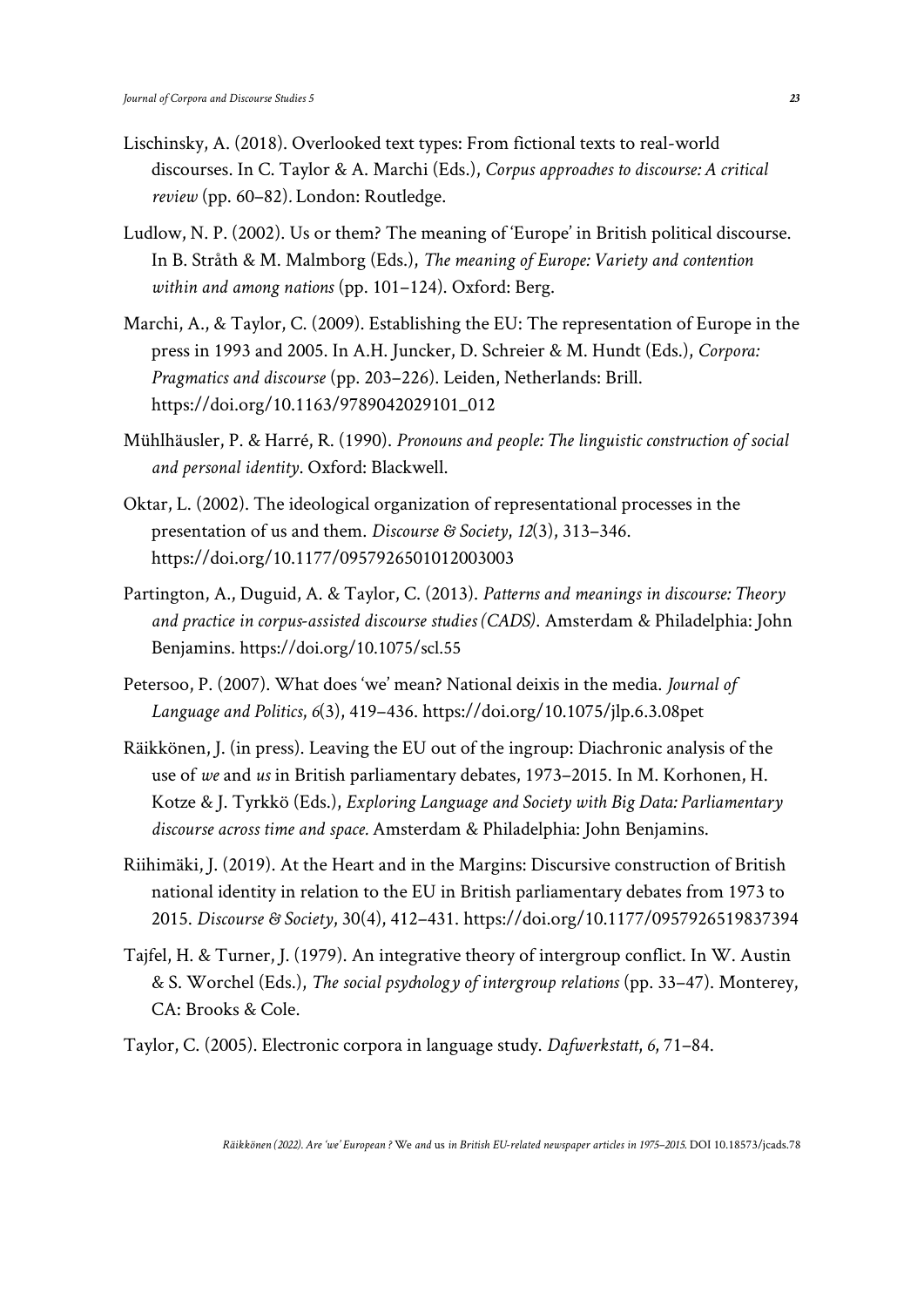Lischinsky, A. (2018). Overlooked text types: From fictional texts to real-world discourses. In C. Taylor & A. Marchi (Eds.), *Corpus approaches to discourse: A critical review* (pp. 60–82). London: Routledge.

Ludlow, N. P. (2002). Us or them? The meaning of 'Europe' in British political discourse. In B. Stråth & M. Malmborg (Eds.), *The meaning of Europe: Variety and contention within and among nations* (pp. 101–124). Oxford: Berg.

Marchi, A., & Taylor, C. (2009). Establishing the EU: The representation of Europe in the press in 1993 and 2005. In A.H. Juncker, D. Schreier & M. Hundt (Eds.), *Corpora: Pragmatics and discourse* (pp. 203–226). Leiden, Netherlands: Brill. https://doi.org/10.1163/9789042029101_012

Mühlhäusler, P. & Harré, R. (1990). *Pronouns and people: The linguistic construction of social and personal identity*. Oxford: Blackwell.

Oktar, L. (2002). The ideological organization of representational processes in the presentation of us and them. *Discourse & Society*, *12*(3), 313–346. https://doi.org/10.1177/0957926501012003003

Partington, A., Duguid, A. & Taylor, C. (2013). *Patterns and meanings in discourse: Theory and practice in corpus-assisted discourse studies (CADS)*. Amsterdam & Philadelphia: John Benjamins. https://doi.org/10.1075/scl.55

Petersoo, P. (2007). What does 'we' mean? National deixis in the media. *Journal of Language and Politics*, *6*(3), 419–436. https://doi.org/10.1075/jlp.6.3.08pet

Räikkönen, J. (in press). Leaving the EU out of the ingroup: Diachronic analysis of the use of *we* and *us* in British parliamentary debates, 1973–2015. In M. Korhonen, H. Kotze & J. Tyrkkö (Eds.), *Exploring Language and Society with Big Data: Parliamentary discourse across time and space.* Amsterdam & Philadelphia: John Benjamins.

Riihimäki, J. (2019). At the Heart and in the Margins: Discursive construction of British national identity in relation to the EU in British parliamentary debates from 1973 to 2015. *Discourse & Society*, 30(4), 412–431. https://doi.org/10.1177/0957926519837394

Tajfel, H. & Turner, J. (1979). An integrative theory of intergroup conflict. In W. Austin & S. Worchel (Eds.), *The social psychology of intergroup relations* (pp. 33–47). Monterey, CA: Brooks & Cole.

Taylor, C. (2005). Electronic corpora in language study. *Dafwerkstatt*, *6*, 71–84.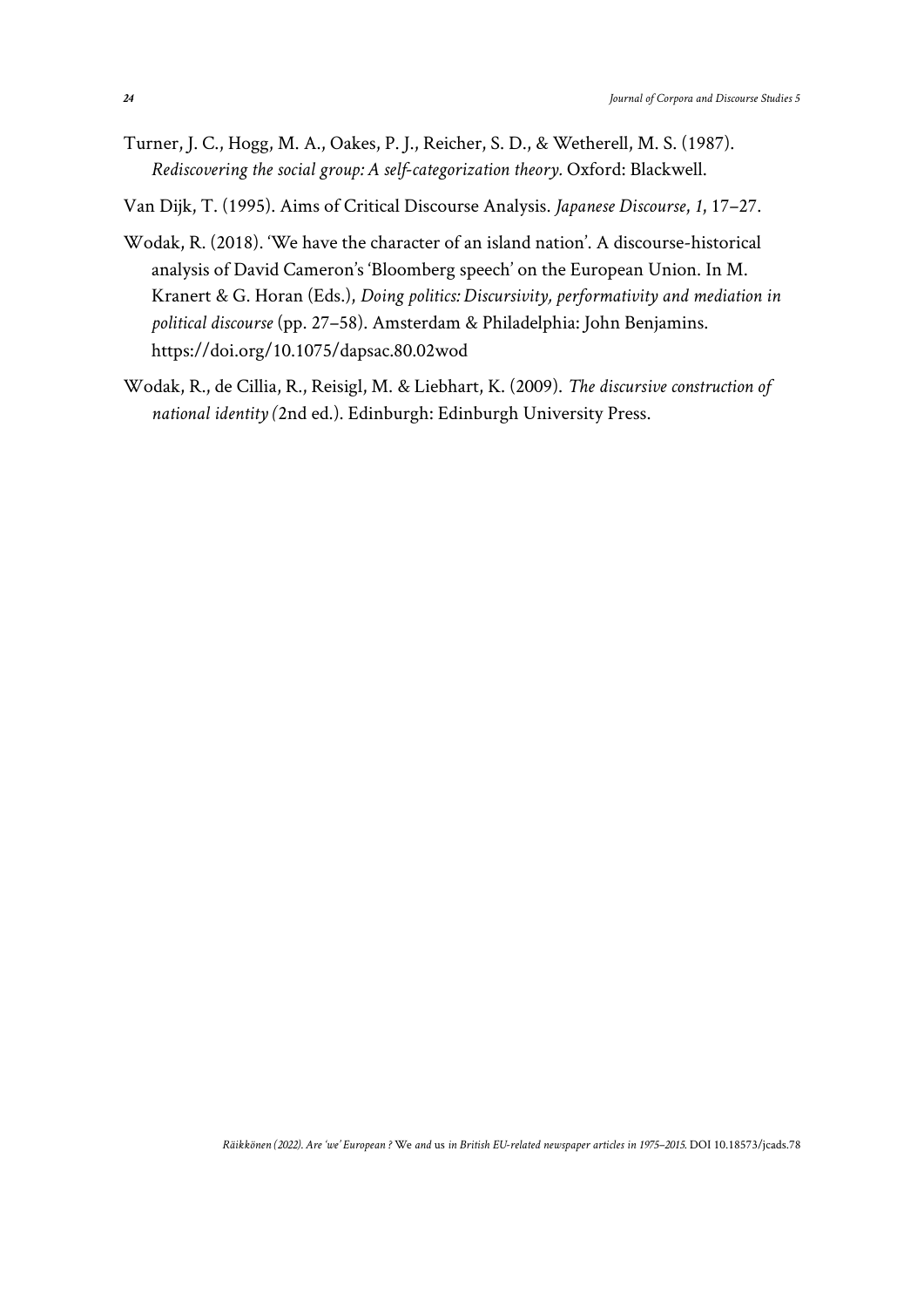Turner, J. C., Hogg, M. A., Oakes, P. J., Reicher, S. D., & Wetherell, M. S. (1987). *Rediscovering the social group: A self-categorization theory.* Oxford: Blackwell.

Van Dijk, T. (1995). Aims of Critical Discourse Analysis. *Japanese Discourse*, *1*, 17–27.

Wodak, R. (2018). 'We have the character of an island nation'. A discourse-historical analysis of David Cameron's 'Bloomberg speech' on the European Union. In M. Kranert & G. Horan (Eds.), *Doing politics: Discursivity, performativity and mediation in political discourse* (pp. 27–58). Amsterdam & Philadelphia: John Benjamins. https://doi.org/10.1075/dapsac.80.02wod

Wodak, R., de Cillia, R., Reisigl, M. & Liebhart, K. (2009). *The discursive construction of national identity (*2nd ed.). Edinburgh: Edinburgh University Press.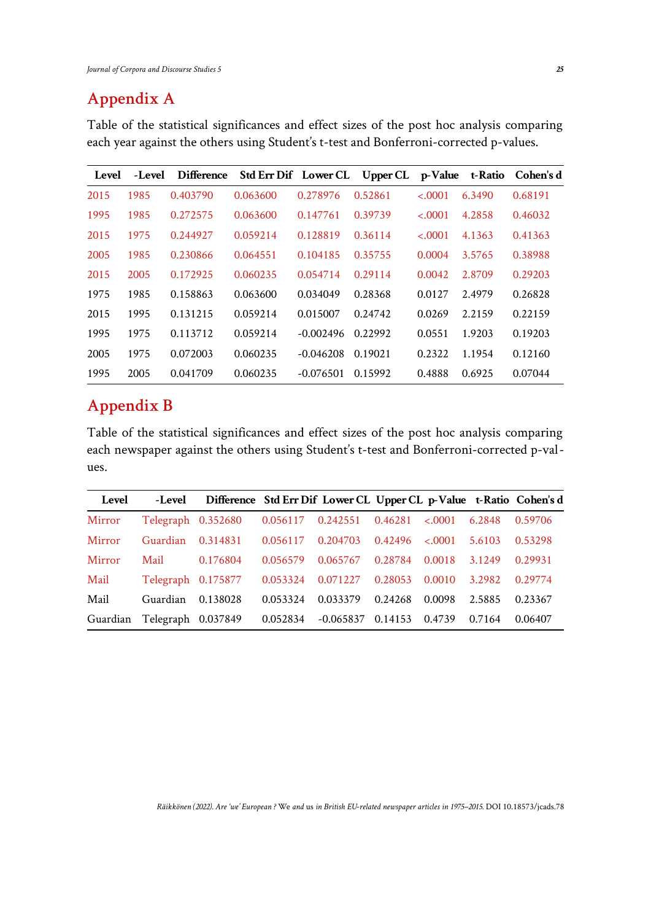## Appendix A

Table of the statistical significances and effect sizes of the post hoc analysis comparing each year against the others using Student's t-test and Bonferroni-corrected p-values.

| Level | -Level | Difference | Std Err Dif | Lower CL | Upper CL | p-Value | t-Ratio | Cohen's d |
|---|---|---|---|---|---|---|---|---|
| 2015 | 1985 | 0.403790 | 0.063600 | 0.278976 | 0.52861 | <.0001 | 6.3490 | 0.68191 |
| 1995 | 1985 | 0.272575 | 0.063600 | 0.147761 | 0.39739 | <.0001 | 4.2858 | 0.46032 |
| 2015 | 1975 | 0.244927 | 0.059214 | 0.128819 | 0.36114 | <.0001 | 4.1363 | 0.41363 |
| 2005 | 1985 | 0.230866 | 0.064551 | 0.104185 | 0.35755 | 0.0004 | 3.5765 | 0.38988 |
| 2015 | 2005 | 0.172925 | 0.060235 | 0.054714 | 0.29114 | 0.0042 | 2.8709 | 0.29203 |
| 1975 | 1985 | 0.158863 | 0.063600 | 0.034049 | 0.28368 | 0.0127 | 2.4979 | 0.26828 |
| 2015 | 1995 | 0.131215 | 0.059214 | 0.015007 | 0.24742 | 0.0269 | 2.2159 | 0.22159 |
| 1995 | 1975 | 0.113712 | 0.059214 | -0.002496 | 0.22992 | 0.0551 | 1.9203 | 0.19203 |
| 2005 | 1975 | 0.072003 | 0.060235 | -0.046208 | 0.19021 | 0.2322 | 1.1954 | 0.12160 |
| 1995 | 2005 | 0.041709 | 0.060235 | -0.076501 | 0.15992 | 0.4888 | 0.6925 | 0.07044 |

## Appendix B

Table of the statistical significances and effect sizes of the post hoc analysis comparing each newspaper against the others using Student's t-test and Bonferroni-corrected p-values.

| Level | -Level | Difference | Std Err Dif | Lower CL | Upper CL | p-Value | t-Ratio | Cohen's d |
|---|---|---|---|---|---|---|---|---|
| Mirror | Telegraph | 0.352680 | 0.056117 | 0.242551 | 0.46281 | <.0001 | 6.2848 | 0.59706 |
| Mirror | Guardian | 0.314831 | 0.056117 | 0.204703 | 0.42496 | <.0001 | 5.6103 | 0.53298 |
| Mirror | Mail | 0.176804 | 0.056579 | 0.065767 | 0.28784 | 0.0018 | 3.1249 | 0.29931 |
| Mail | Telegraph | 0.175877 | 0.053324 | 0.071227 | 0.28053 | 0.0010 | 3.2982 | 0.29774 |
| Mail | Guardian | 0.138028 | 0.053324 | 0.033379 | 0.24268 | 0.0098 | 2.5885 | 0.23367 |
| Guardian | Telegraph | 0.037849 | 0.052834 | -0.065837 | 0.14153 | 0.4739 | 0.7164 | 0.06407 |